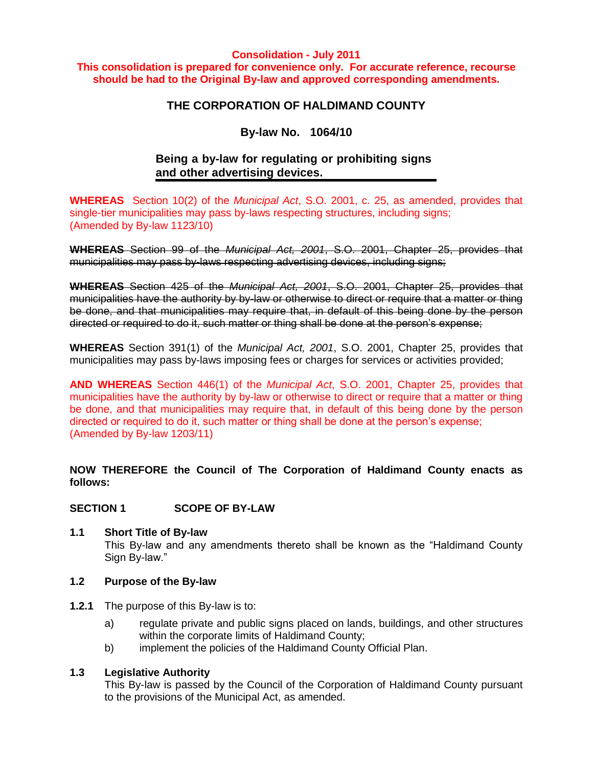**Consolidation - July 2011**
**This consolidation is prepared for convenience only. For accurate reference, recourse should be had to the Original By-law and approved corresponding amendments.**

# THE CORPORATION OF HALDIMAND COUNTY

## By-law No. 1064/10

### Being a by-law for regulating or prohibiting signs and other advertising devices.

**WHEREAS** Section 10(2) of the *Municipal Act*, S.O. 2001, c. 25, as amended, provides that single-tier municipalities may pass by-laws respecting structures, including signs;
(Amended by By-law 1123/10)

~~**WHEREAS** Section 99 of the *Municipal Act, 2001*, S.O. 2001, Chapter 25, provides that municipalities may pass by-laws respecting advertising devices, including signs;~~

~~**WHEREAS** Section 425 of the *Municipal Act, 2001*, S.O. 2001, Chapter 25, provides that municipalities have the authority by by-law or otherwise to direct or require that a matter or thing be done, and that municipalities may require that, in default of this being done by the person directed or required to do it, such matter or thing shall be done at the person's expense;~~

**WHEREAS** Section 391(1) of the *Municipal Act, 2001*, S.O. 2001, Chapter 25, provides that municipalities may pass by-laws imposing fees or charges for services or activities provided;

**AND WHEREAS** Section 446(1) of the *Municipal Act*, S.O. 2001, Chapter 25, provides that municipalities have the authority by by-law or otherwise to direct or require that a matter or thing be done, and that municipalities may require that, in default of this being done by the person directed or required to do it, such matter or thing shall be done at the person's expense;
(Amended by By-law 1203/11)

**NOW THEREFORE the Council of The Corporation of Haldimand County enacts as follows:**

## SECTION 1 SCOPE OF BY-LAW

**1.1 Short Title of By-law**
This By-law and any amendments thereto shall be known as the "Haldimand County Sign By-law."

**1.2 Purpose of the By-law**

**1.2.1** The purpose of this By-law is to:

a) regulate private and public signs placed on lands, buildings, and other structures within the corporate limits of Haldimand County;
b) implement the policies of the Haldimand County Official Plan.

**1.3 Legislative Authority**
This By-law is passed by the Council of the Corporation of Haldimand County pursuant to the provisions of the Municipal Act, as amended.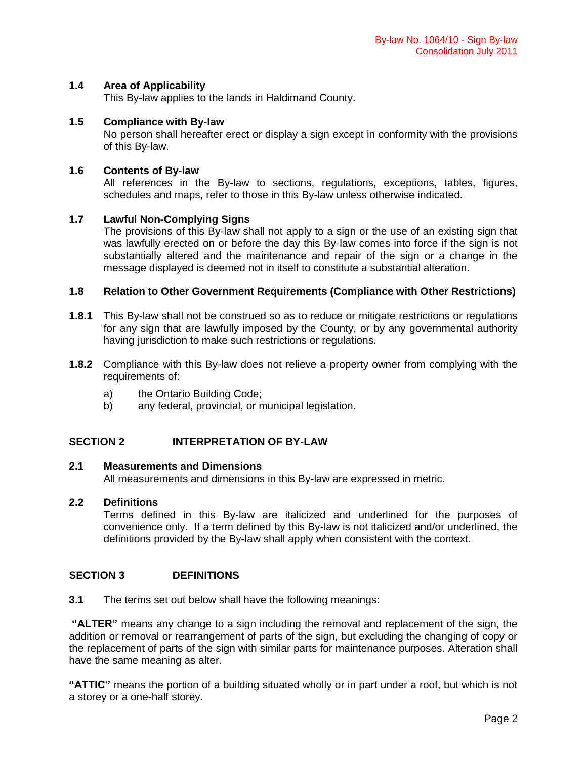### 1.4 Area of Applicability

This By-law applies to the lands in Haldimand County.

### 1.5 Compliance with By-law

No person shall hereafter erect or display a sign except in conformity with the provisions of this By-law.

### 1.6 Contents of By-law

All references in the By-law to sections, regulations, exceptions, tables, figures, schedules and maps, refer to those in this By-law unless otherwise indicated.

### 1.7 Lawful Non-Complying Signs

The provisions of this By-law shall not apply to a sign or the use of an existing sign that was lawfully erected on or before the day this By-law comes into force if the sign is not substantially altered and the maintenance and repair of the sign or a change in the message displayed is deemed not in itself to constitute a substantial alteration.

### 1.8 Relation to Other Government Requirements (Compliance with Other Restrictions)

**1.8.1** This By-law shall not be construed so as to reduce or mitigate restrictions or regulations for any sign that are lawfully imposed by the County, or by any governmental authority having jurisdiction to make such restrictions or regulations.

**1.8.2** Compliance with this By-law does not relieve a property owner from complying with the requirements of:

a) the Ontario Building Code;
b) any federal, provincial, or municipal legislation.

## SECTION 2 INTERPRETATION OF BY-LAW

### 2.1 Measurements and Dimensions

All measurements and dimensions in this By-law are expressed in metric.

### 2.2 Definitions

Terms defined in this By-law are italicized and underlined for the purposes of convenience only. If a term defined by this By-law is not italicized and/or underlined, the definitions provided by the By-law shall apply when consistent with the context.

## SECTION 3 DEFINITIONS

**3.1** The terms set out below shall have the following meanings:

**"ALTER"** means any change to a sign including the removal and replacement of the sign, the addition or removal or rearrangement of parts of the sign, but excluding the changing of copy or the replacement of parts of the sign with similar parts for maintenance purposes. Alteration shall have the same meaning as alter.

**"ATTIC"** means the portion of a building situated wholly or in part under a roof, but which is not a storey or a one-half storey.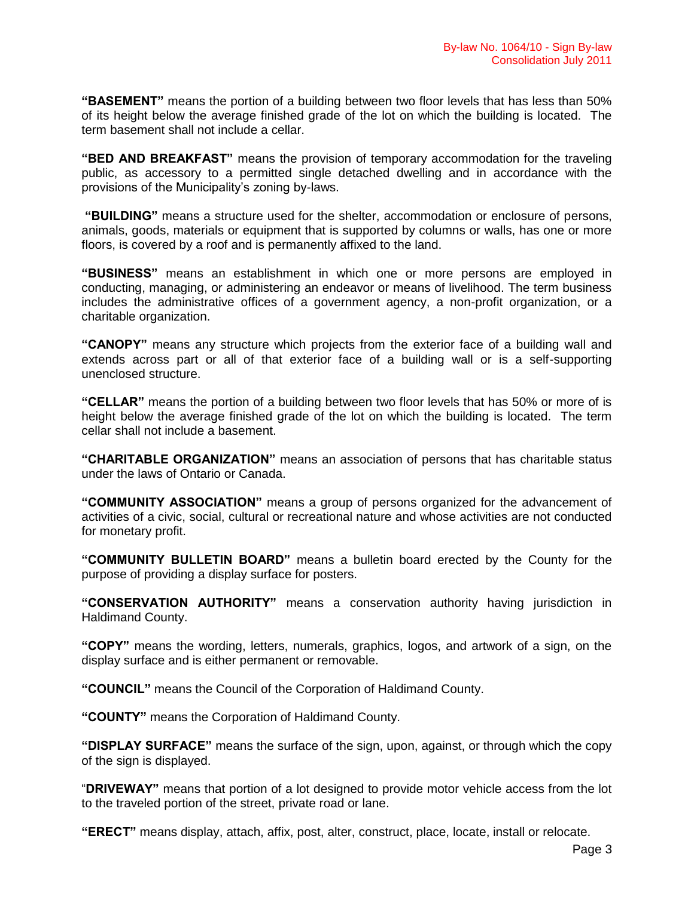**"BASEMENT"** means the portion of a building between two floor levels that has less than 50% of its height below the average finished grade of the lot on which the building is located. The term basement shall not include a cellar.

**"BED AND BREAKFAST"** means the provision of temporary accommodation for the traveling public, as accessory to a permitted single detached dwelling and in accordance with the provisions of the Municipality's zoning by-laws.

**"BUILDING"** means a structure used for the shelter, accommodation or enclosure of persons, animals, goods, materials or equipment that is supported by columns or walls, has one or more floors, is covered by a roof and is permanently affixed to the land.

**"BUSINESS"** means an establishment in which one or more persons are employed in conducting, managing, or administering an endeavor or means of livelihood. The term business includes the administrative offices of a government agency, a non-profit organization, or a charitable organization.

**"CANOPY"** means any structure which projects from the exterior face of a building wall and extends across part or all of that exterior face of a building wall or is a self-supporting unenclosed structure.

**"CELLAR"** means the portion of a building between two floor levels that has 50% or more of is height below the average finished grade of the lot on which the building is located. The term cellar shall not include a basement.

**"CHARITABLE ORGANIZATION"** means an association of persons that has charitable status under the laws of Ontario or Canada.

**"COMMUNITY ASSOCIATION"** means a group of persons organized for the advancement of activities of a civic, social, cultural or recreational nature and whose activities are not conducted for monetary profit.

**"COMMUNITY BULLETIN BOARD"** means a bulletin board erected by the County for the purpose of providing a display surface for posters.

**"CONSERVATION AUTHORITY"** means a conservation authority having jurisdiction in Haldimand County.

**"COPY"** means the wording, letters, numerals, graphics, logos, and artwork of a sign, on the display surface and is either permanent or removable.

**"COUNCIL"** means the Council of the Corporation of Haldimand County.

**"COUNTY"** means the Corporation of Haldimand County.

**"DISPLAY SURFACE"** means the surface of the sign, upon, against, or through which the copy of the sign is displayed.

**"DRIVEWAY"** means that portion of a lot designed to provide motor vehicle access from the lot to the traveled portion of the street, private road or lane.

**"ERECT"** means display, attach, affix, post, alter, construct, place, locate, install or relocate.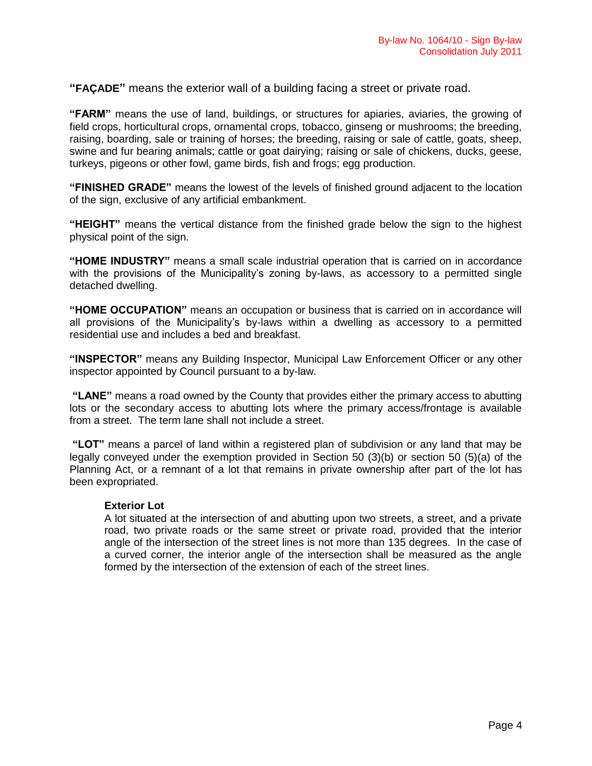**"FAÇADE"** means the exterior wall of a building facing a street or private road.

**"FARM"** means the use of land, buildings, or structures for apiaries, aviaries, the growing of field crops, horticultural crops, ornamental crops, tobacco, ginseng or mushrooms; the breeding, raising, boarding, sale or training of horses; the breeding, raising or sale of cattle, goats, sheep, swine and fur bearing animals; cattle or goat dairying; raising or sale of chickens, ducks, geese, turkeys, pigeons or other fowl, game birds, fish and frogs; egg production.

**"FINISHED GRADE"** means the lowest of the levels of finished ground adjacent to the location of the sign, exclusive of any artificial embankment.

**"HEIGHT"** means the vertical distance from the finished grade below the sign to the highest physical point of the sign.

**"HOME INDUSTRY"** means a small scale industrial operation that is carried on in accordance with the provisions of the Municipality's zoning by-laws, as accessory to a permitted single detached dwelling.

**"HOME OCCUPATION"** means an occupation or business that is carried on in accordance will all provisions of the Municipality's by-laws within a dwelling as accessory to a permitted residential use and includes a bed and breakfast.

**"INSPECTOR"** means any Building Inspector, Municipal Law Enforcement Officer or any other inspector appointed by Council pursuant to a by-law.

**"LANE"** means a road owned by the County that provides either the primary access to abutting lots or the secondary access to abutting lots where the primary access/frontage is available from a street. The term lane shall not include a street.

**"LOT"** means a parcel of land within a registered plan of subdivision or any land that may be legally conveyed under the exemption provided in Section 50 (3)(b) or section 50 (5)(a) of the Planning Act, or a remnant of a lot that remains in private ownership after part of the lot has been expropriated.

**Exterior Lot**

A lot situated at the intersection of and abutting upon two streets, a street, and a private road, two private roads or the same street or private road, provided that the interior angle of the intersection of the street lines is not more than 135 degrees. In the case of a curved corner, the interior angle of the intersection shall be measured as the angle formed by the intersection of the extension of each of the street lines.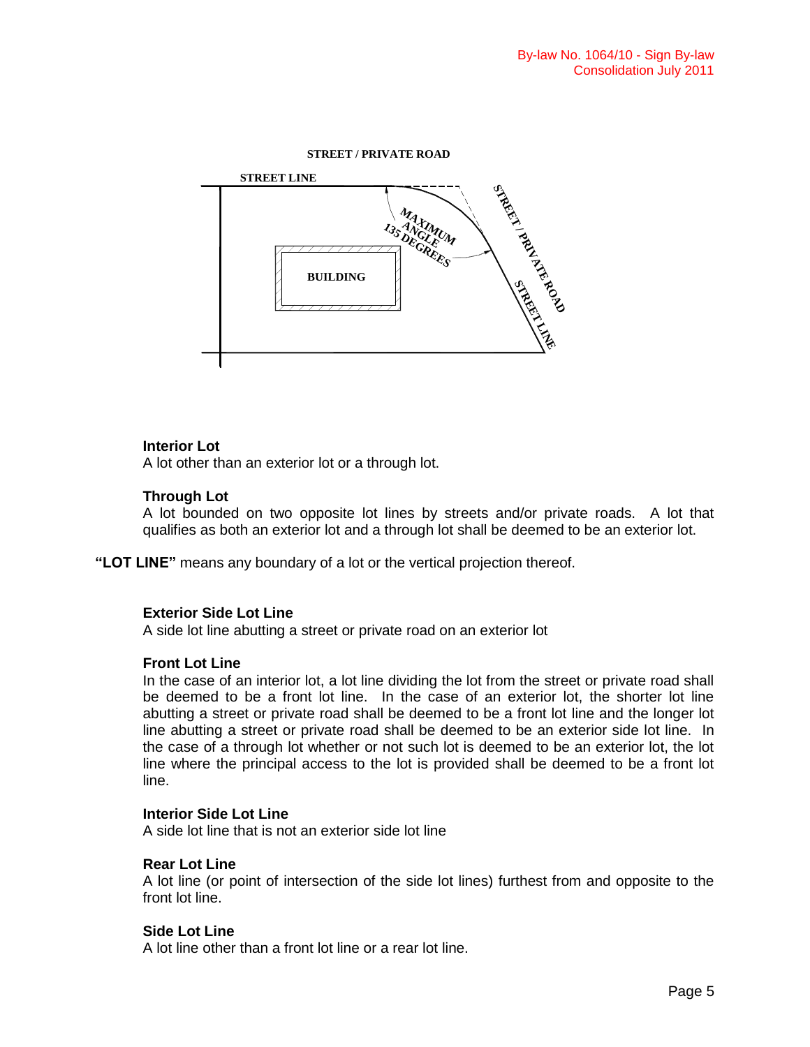**Interior Lot**
A lot other than an exterior lot or a through lot.

**Through Lot**
A lot bounded on two opposite lot lines by streets and/or private roads. A lot that qualifies as both an exterior lot and a through lot shall be deemed to be an exterior lot.

**"LOT LINE"** means any boundary of a lot or the vertical projection thereof.

**Exterior Side Lot Line**
A side lot line abutting a street or private road on an exterior lot

**Front Lot Line**
In the case of an interior lot, a lot line dividing the lot from the street or private road shall be deemed to be a front lot line. In the case of an exterior lot, the shorter lot line abutting a street or private road shall be deemed to be a front lot line and the longer lot line abutting a street or private road shall be deemed to be an exterior side lot line. In the case of a through lot whether or not such lot is deemed to be an exterior lot, the lot line where the principal access to the lot is provided shall be deemed to be a front lot line.

**Interior Side Lot Line**
A side lot line that is not an exterior side lot line

**Rear Lot Line**
A lot line (or point of intersection of the side lot lines) furthest from and opposite to the front lot line.

**Side Lot Line**
A lot line other than a front lot line or a rear lot line.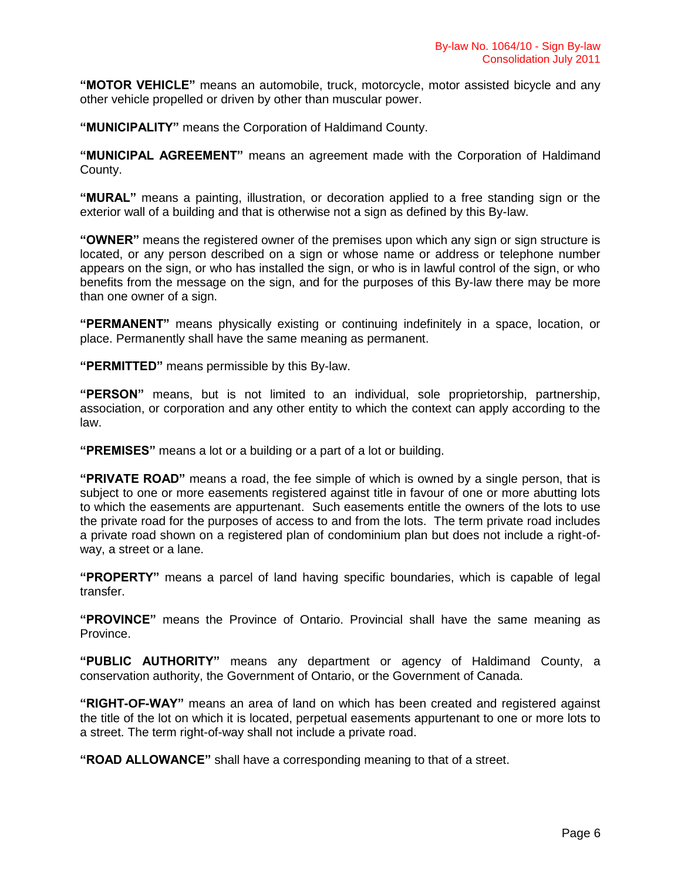**"MOTOR VEHICLE"** means an automobile, truck, motorcycle, motor assisted bicycle and any other vehicle propelled or driven by other than muscular power.

**"MUNICIPALITY"** means the Corporation of Haldimand County.

**"MUNICIPAL AGREEMENT"** means an agreement made with the Corporation of Haldimand County.

**"MURAL"** means a painting, illustration, or decoration applied to a free standing sign or the exterior wall of a building and that is otherwise not a sign as defined by this By-law.

**"OWNER"** means the registered owner of the premises upon which any sign or sign structure is located, or any person described on a sign or whose name or address or telephone number appears on the sign, or who has installed the sign, or who is in lawful control of the sign, or who benefits from the message on the sign, and for the purposes of this By-law there may be more than one owner of a sign.

**"PERMANENT"** means physically existing or continuing indefinitely in a space, location, or place. Permanently shall have the same meaning as permanent.

**"PERMITTED"** means permissible by this By-law.

**"PERSON"** means, but is not limited to an individual, sole proprietorship, partnership, association, or corporation and any other entity to which the context can apply according to the law.

**"PREMISES"** means a lot or a building or a part of a lot or building.

**"PRIVATE ROAD"** means a road, the fee simple of which is owned by a single person, that is subject to one or more easements registered against title in favour of one or more abutting lots to which the easements are appurtenant. Such easements entitle the owners of the lots to use the private road for the purposes of access to and from the lots. The term private road includes a private road shown on a registered plan of condominium plan but does not include a right-of-way, a street or a lane.

**"PROPERTY"** means a parcel of land having specific boundaries, which is capable of legal transfer.

**"PROVINCE"** means the Province of Ontario. Provincial shall have the same meaning as Province.

**"PUBLIC AUTHORITY"** means any department or agency of Haldimand County, a conservation authority, the Government of Ontario, or the Government of Canada.

**"RIGHT-OF-WAY"** means an area of land on which has been created and registered against the title of the lot on which it is located, perpetual easements appurtenant to one or more lots to a street. The term right-of-way shall not include a private road.

**"ROAD ALLOWANCE"** shall have a corresponding meaning to that of a street.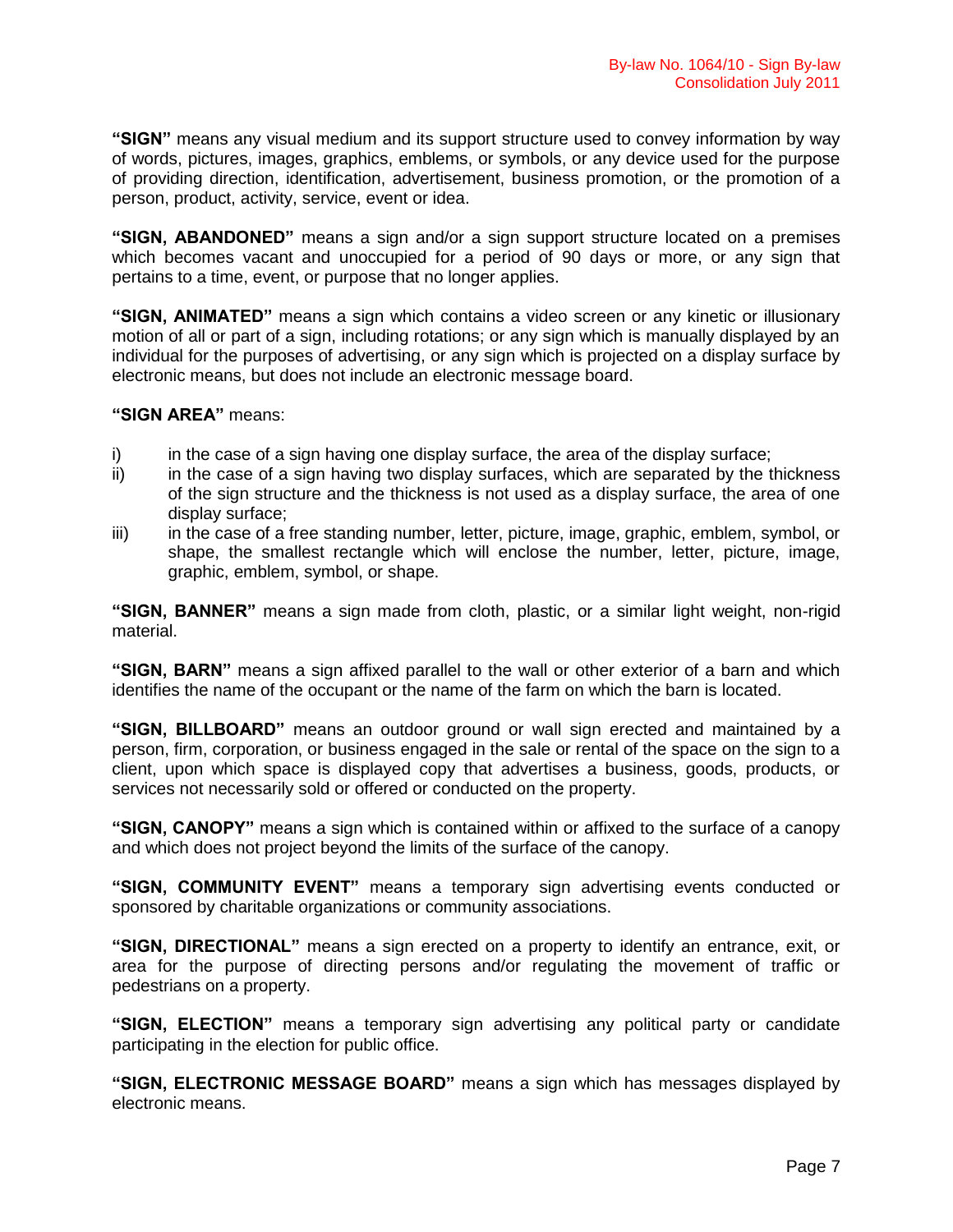**"SIGN"** means any visual medium and its support structure used to convey information by way of words, pictures, images, graphics, emblems, or symbols, or any device used for the purpose of providing direction, identification, advertisement, business promotion, or the promotion of a person, product, activity, service, event or idea.

**"SIGN, ABANDONED"** means a sign and/or a sign support structure located on a premises which becomes vacant and unoccupied for a period of 90 days or more, or any sign that pertains to a time, event, or purpose that no longer applies.

**"SIGN, ANIMATED"** means a sign which contains a video screen or any kinetic or illusionary motion of all or part of a sign, including rotations; or any sign which is manually displayed by an individual for the purposes of advertising, or any sign which is projected on a display surface by electronic means, but does not include an electronic message board.

**"SIGN AREA"** means:

i) in the case of a sign having one display surface, the area of the display surface;
ii) in the case of a sign having two display surfaces, which are separated by the thickness of the sign structure and the thickness is not used as a display surface, the area of one display surface;
iii) in the case of a free standing number, letter, picture, image, graphic, emblem, symbol, or shape, the smallest rectangle which will enclose the number, letter, picture, image, graphic, emblem, symbol, or shape.

**"SIGN, BANNER"** means a sign made from cloth, plastic, or a similar light weight, non-rigid material.

**"SIGN, BARN"** means a sign affixed parallel to the wall or other exterior of a barn and which identifies the name of the occupant or the name of the farm on which the barn is located.

**"SIGN, BILLBOARD"** means an outdoor ground or wall sign erected and maintained by a person, firm, corporation, or business engaged in the sale or rental of the space on the sign to a client, upon which space is displayed copy that advertises a business, goods, products, or services not necessarily sold or offered or conducted on the property.

**"SIGN, CANOPY"** means a sign which is contained within or affixed to the surface of a canopy and which does not project beyond the limits of the surface of the canopy.

**"SIGN, COMMUNITY EVENT"** means a temporary sign advertising events conducted or sponsored by charitable organizations or community associations.

**"SIGN, DIRECTIONAL"** means a sign erected on a property to identify an entrance, exit, or area for the purpose of directing persons and/or regulating the movement of traffic or pedestrians on a property.

**"SIGN, ELECTION"** means a temporary sign advertising any political party or candidate participating in the election for public office.

**"SIGN, ELECTRONIC MESSAGE BOARD"** means a sign which has messages displayed by electronic means.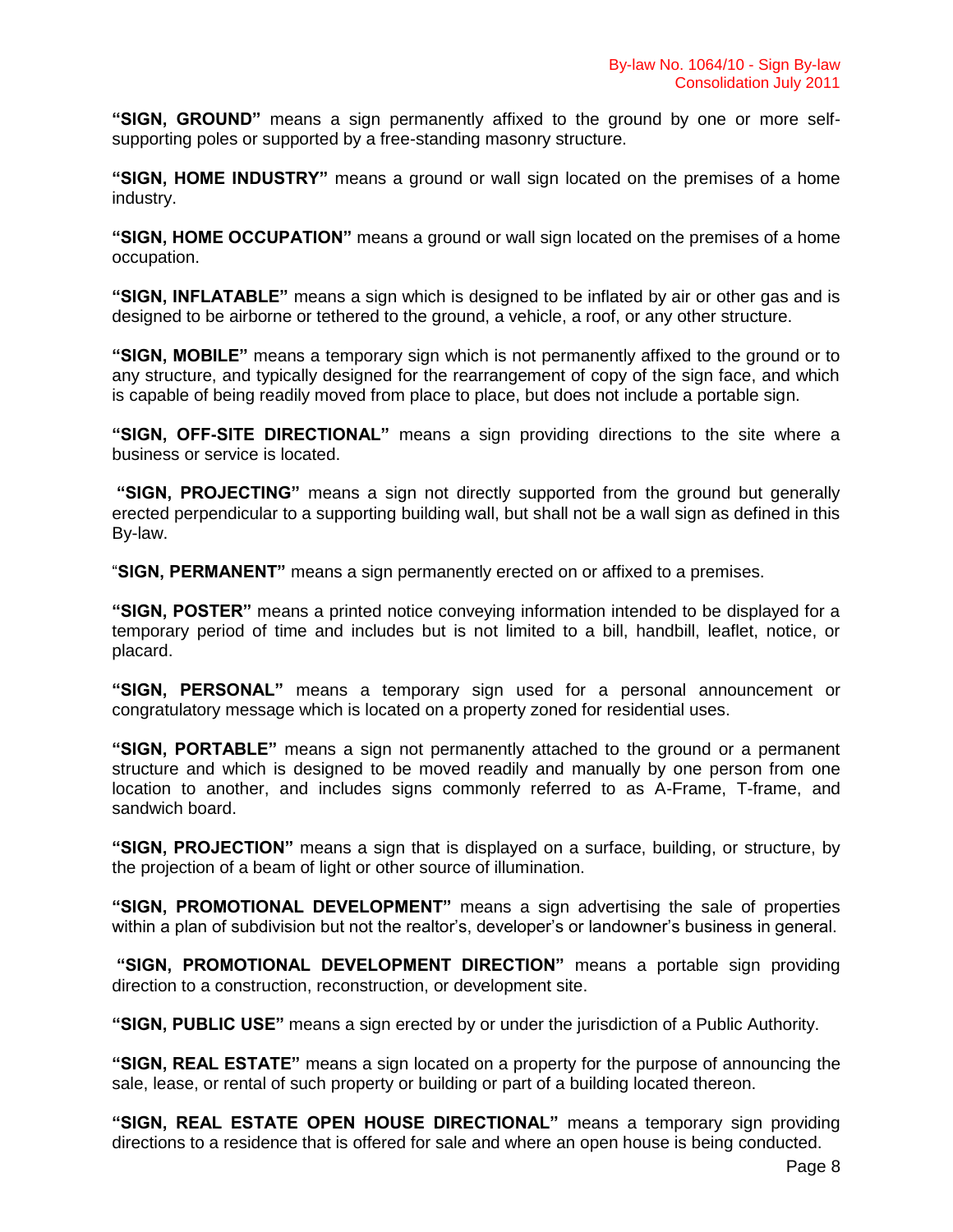**"SIGN, GROUND"** means a sign permanently affixed to the ground by one or more self-supporting poles or supported by a free-standing masonry structure.

**"SIGN, HOME INDUSTRY"** means a ground or wall sign located on the premises of a home industry.

**"SIGN, HOME OCCUPATION"** means a ground or wall sign located on the premises of a home occupation.

**"SIGN, INFLATABLE"** means a sign which is designed to be inflated by air or other gas and is designed to be airborne or tethered to the ground, a vehicle, a roof, or any other structure.

**"SIGN, MOBILE"** means a temporary sign which is not permanently affixed to the ground or to any structure, and typically designed for the rearrangement of copy of the sign face, and which is capable of being readily moved from place to place, but does not include a portable sign.

**"SIGN, OFF-SITE DIRECTIONAL"** means a sign providing directions to the site where a business or service is located.

**"SIGN, PROJECTING"** means a sign not directly supported from the ground but generally erected perpendicular to a supporting building wall, but shall not be a wall sign as defined in this By-law.

"**SIGN, PERMANENT"** means a sign permanently erected on or affixed to a premises.

**"SIGN, POSTER"** means a printed notice conveying information intended to be displayed for a temporary period of time and includes but is not limited to a bill, handbill, leaflet, notice, or placard.

**"SIGN, PERSONAL"** means a temporary sign used for a personal announcement or congratulatory message which is located on a property zoned for residential uses.

**"SIGN, PORTABLE"** means a sign not permanently attached to the ground or a permanent structure and which is designed to be moved readily and manually by one person from one location to another, and includes signs commonly referred to as A-Frame, T-frame, and sandwich board.

**"SIGN, PROJECTION"** means a sign that is displayed on a surface, building, or structure, by the projection of a beam of light or other source of illumination.

**"SIGN, PROMOTIONAL DEVELOPMENT"** means a sign advertising the sale of properties within a plan of subdivision but not the realtor's, developer's or landowner's business in general.

**"SIGN, PROMOTIONAL DEVELOPMENT DIRECTION"** means a portable sign providing direction to a construction, reconstruction, or development site.

**"SIGN, PUBLIC USE"** means a sign erected by or under the jurisdiction of a Public Authority.

**"SIGN, REAL ESTATE"** means a sign located on a property for the purpose of announcing the sale, lease, or rental of such property or building or part of a building located thereon.

**"SIGN, REAL ESTATE OPEN HOUSE DIRECTIONAL"** means a temporary sign providing directions to a residence that is offered for sale and where an open house is being conducted.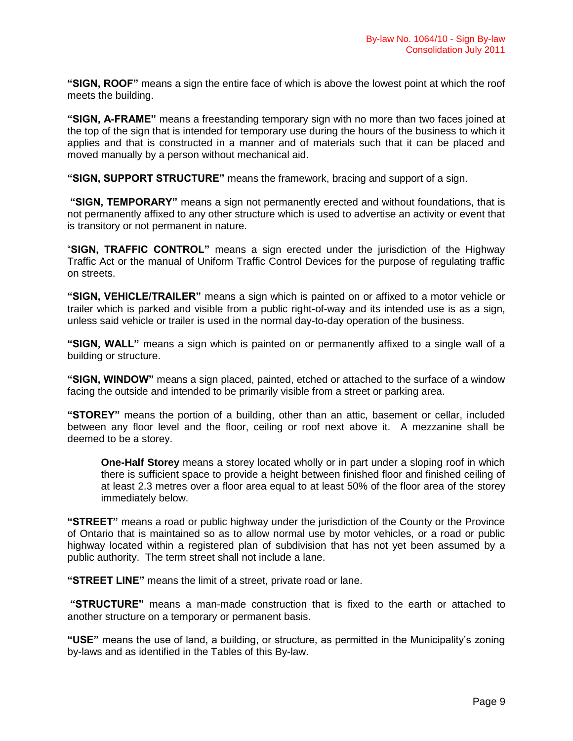**"SIGN, ROOF"** means a sign the entire face of which is above the lowest point at which the roof meets the building.

**"SIGN, A-FRAME"** means a freestanding temporary sign with no more than two faces joined at the top of the sign that is intended for temporary use during the hours of the business to which it applies and that is constructed in a manner and of materials such that it can be placed and moved manually by a person without mechanical aid.

**"SIGN, SUPPORT STRUCTURE"** means the framework, bracing and support of a sign.

**"SIGN, TEMPORARY"** means a sign not permanently erected and without foundations, that is not permanently affixed to any other structure which is used to advertise an activity or event that is transitory or not permanent in nature.

"**SIGN, TRAFFIC CONTROL"** means a sign erected under the jurisdiction of the Highway Traffic Act or the manual of Uniform Traffic Control Devices for the purpose of regulating traffic on streets.

**"SIGN, VEHICLE/TRAILER"** means a sign which is painted on or affixed to a motor vehicle or trailer which is parked and visible from a public right-of-way and its intended use is as a sign, unless said vehicle or trailer is used in the normal day-to-day operation of the business.

**"SIGN, WALL"** means a sign which is painted on or permanently affixed to a single wall of a building or structure.

**"SIGN, WINDOW"** means a sign placed, painted, etched or attached to the surface of a window facing the outside and intended to be primarily visible from a street or parking area.

**"STOREY"** means the portion of a building, other than an attic, basement or cellar, included between any floor level and the floor, ceiling or roof next above it. A mezzanine shall be deemed to be a storey.

> **One-Half Storey** means a storey located wholly or in part under a sloping roof in which there is sufficient space to provide a height between finished floor and finished ceiling of at least 2.3 metres over a floor area equal to at least 50% of the floor area of the storey immediately below.

**"STREET"** means a road or public highway under the jurisdiction of the County or the Province of Ontario that is maintained so as to allow normal use by motor vehicles, or a road or public highway located within a registered plan of subdivision that has not yet been assumed by a public authority. The term street shall not include a lane.

**"STREET LINE"** means the limit of a street, private road or lane.

**"STRUCTURE"** means a man-made construction that is fixed to the earth or attached to another structure on a temporary or permanent basis.

**"USE"** means the use of land, a building, or structure, as permitted in the Municipality's zoning by-laws and as identified in the Tables of this By-law.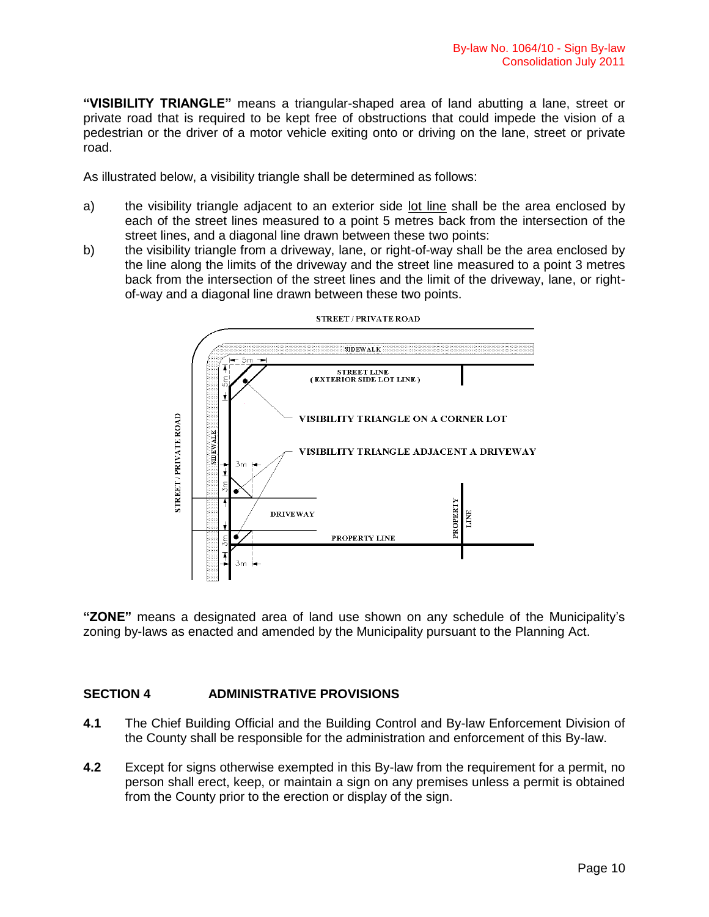**"VISIBILITY TRIANGLE"** means a triangular-shaped area of land abutting a lane, street or private road that is required to be kept free of obstructions that could impede the vision of a pedestrian or the driver of a motor vehicle exiting onto or driving on the lane, street or private road.

As illustrated below, a visibility triangle shall be determined as follows:

a) the visibility triangle adjacent to an exterior side lot line shall be the area enclosed by each of the street lines measured to a point 5 metres back from the intersection of the street lines, and a diagonal line drawn between these two points:

b) the visibility triangle from a driveway, lane, or right-of-way shall be the area enclosed by the line along the limits of the driveway and the street line measured to a point 3 metres back from the intersection of the street lines and the limit of the driveway, lane, or right-of-way and a diagonal line drawn between these two points.

**"ZONE"** means a designated area of land use shown on any schedule of the Municipality's zoning by-laws as enacted and amended by the Municipality pursuant to the Planning Act.

## SECTION 4 ADMINISTRATIVE PROVISIONS

**4.1** The Chief Building Official and the Building Control and By-law Enforcement Division of the County shall be responsible for the administration and enforcement of this By-law.

**4.2** Except for signs otherwise exempted in this By-law from the requirement for a permit, no person shall erect, keep, or maintain a sign on any premises unless a permit is obtained from the County prior to the erection or display of the sign.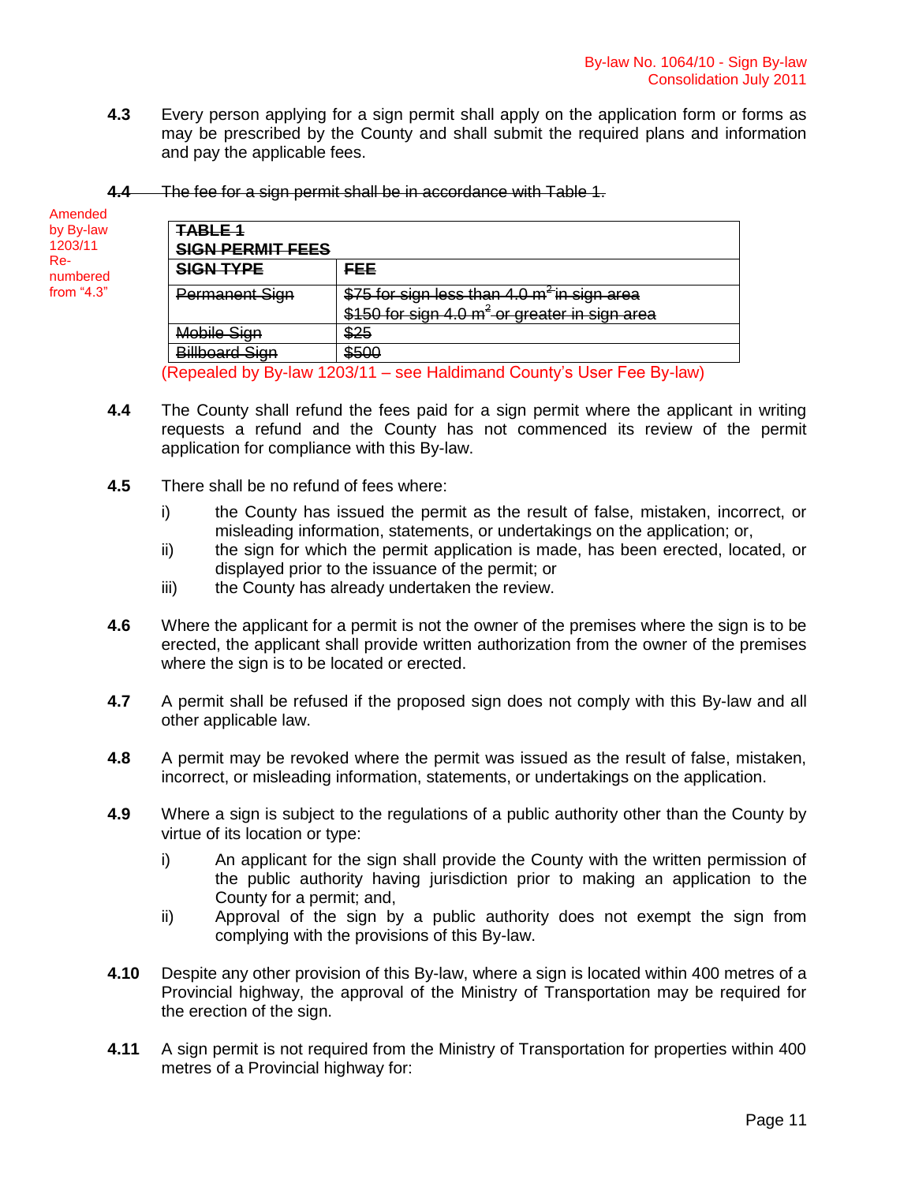**4.3** Every person applying for a sign permit shall apply on the application form or forms as may be prescribed by the County and shall submit the required plans and information and pay the applicable fees.

~~**4.4** The fee for a sign permit shall be in accordance with Table 1.~~

Amended by By-law 1203/11 Re-numbered from "4.3"

| ~~**TABLE 1 SIGN PERMIT FEES**~~ | |
|---|---|
| ~~**SIGN TYPE**~~ | ~~**FEE**~~ |
| ~~Permanent Sign~~ | ~~$75 for sign less than 4.0 m$^2$ in sign area~~<br>~~$150 for sign 4.0 m$^2$ or greater in sign area~~ |
| ~~Mobile Sign~~ | ~~$25~~ |
| ~~Billboard Sign~~ | ~~$500~~ |

(Repealed by By-law 1203/11 – see Haldimand County's User Fee By-law)

**4.4** The County shall refund the fees paid for a sign permit where the applicant in writing requests a refund and the County has not commenced its review of the permit application for compliance with this By-law.

**4.5** There shall be no refund of fees where:

i) the County has issued the permit as the result of false, mistaken, incorrect, or misleading information, statements, or undertakings on the application; or,

ii) the sign for which the permit application is made, has been erected, located, or displayed prior to the issuance of the permit; or

iii) the County has already undertaken the review.

**4.6** Where the applicant for a permit is not the owner of the premises where the sign is to be erected, the applicant shall provide written authorization from the owner of the premises where the sign is to be located or erected.

**4.7** A permit shall be refused if the proposed sign does not comply with this By-law and all other applicable law.

**4.8** A permit may be revoked where the permit was issued as the result of false, mistaken, incorrect, or misleading information, statements, or undertakings on the application.

**4.9** Where a sign is subject to the regulations of a public authority other than the County by virtue of its location or type:

i) An applicant for the sign shall provide the County with the written permission of the public authority having jurisdiction prior to making an application to the County for a permit; and,

ii) Approval of the sign by a public authority does not exempt the sign from complying with the provisions of this By-law.

**4.10** Despite any other provision of this By-law, where a sign is located within 400 metres of a Provincial highway, the approval of the Ministry of Transportation may be required for the erection of the sign.

**4.11** A sign permit is not required from the Ministry of Transportation for properties within 400 metres of a Provincial highway for: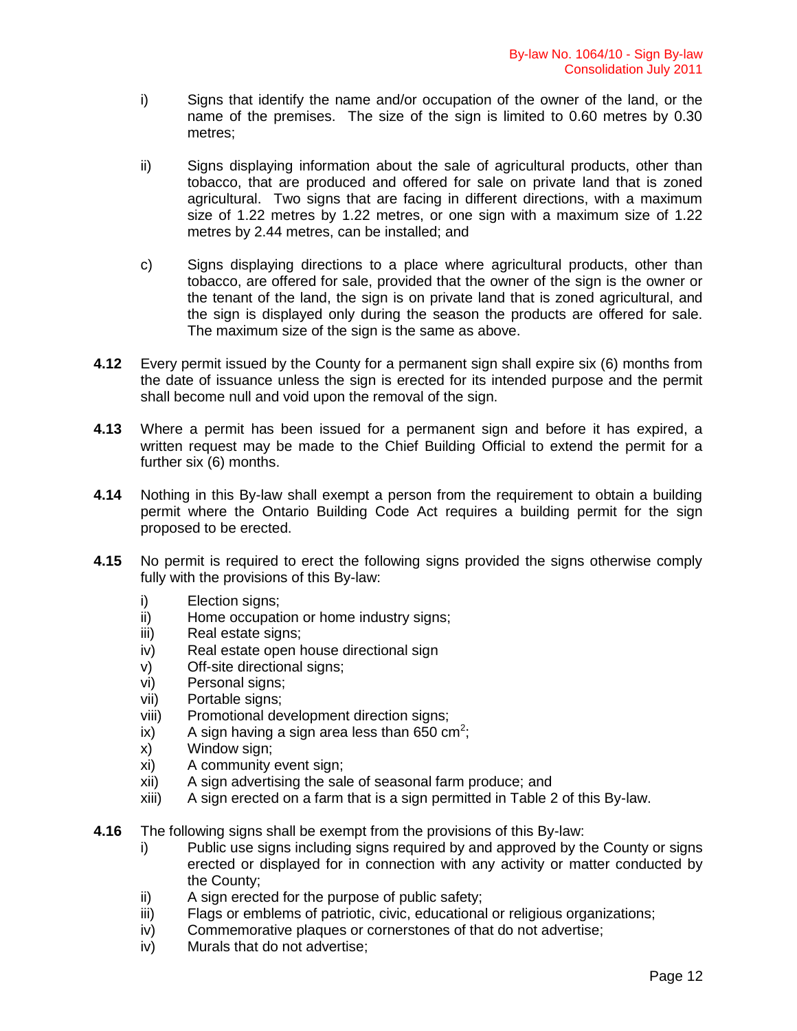i) Signs that identify the name and/or occupation of the owner of the land, or the name of the premises. The size of the sign is limited to 0.60 metres by 0.30 metres;

ii) Signs displaying information about the sale of agricultural products, other than tobacco, that are produced and offered for sale on private land that is zoned agricultural. Two signs that are facing in different directions, with a maximum size of 1.22 metres by 1.22 metres, or one sign with a maximum size of 1.22 metres by 2.44 metres, can be installed; and

c) Signs displaying directions to a place where agricultural products, other than tobacco, are offered for sale, provided that the owner of the sign is the owner or the tenant of the land, the sign is on private land that is zoned agricultural, and the sign is displayed only during the season the products are offered for sale. The maximum size of the sign is the same as above.

**4.12** Every permit issued by the County for a permanent sign shall expire six (6) months from the date of issuance unless the sign is erected for its intended purpose and the permit shall become null and void upon the removal of the sign.

**4.13** Where a permit has been issued for a permanent sign and before it has expired, a written request may be made to the Chief Building Official to extend the permit for a further six (6) months.

**4.14** Nothing in this By-law shall exempt a person from the requirement to obtain a building permit where the Ontario Building Code Act requires a building permit for the sign proposed to be erected.

**4.15** No permit is required to erect the following signs provided the signs otherwise comply fully with the provisions of this By-law:

i) Election signs;
ii) Home occupation or home industry signs;
iii) Real estate signs;
iv) Real estate open house directional sign
v) Off-site directional signs;
vi) Personal signs;
vii) Portable signs;
viii) Promotional development direction signs;
ix) A sign having a sign area less than 650 $cm^2$;
x) Window sign;
xi) A community event sign;
xii) A sign advertising the sale of seasonal farm produce; and
xiii) A sign erected on a farm that is a sign permitted in Table 2 of this By-law.

**4.16** The following signs shall be exempt from the provisions of this By-law:

i) Public use signs including signs required by and approved by the County or signs erected or displayed for in connection with any activity or matter conducted by the County;
ii) A sign erected for the purpose of public safety;
iii) Flags or emblems of patriotic, civic, educational or religious organizations;
iv) Commemorative plaques or cornerstones of that do not advertise;
iv) Murals that do not advertise;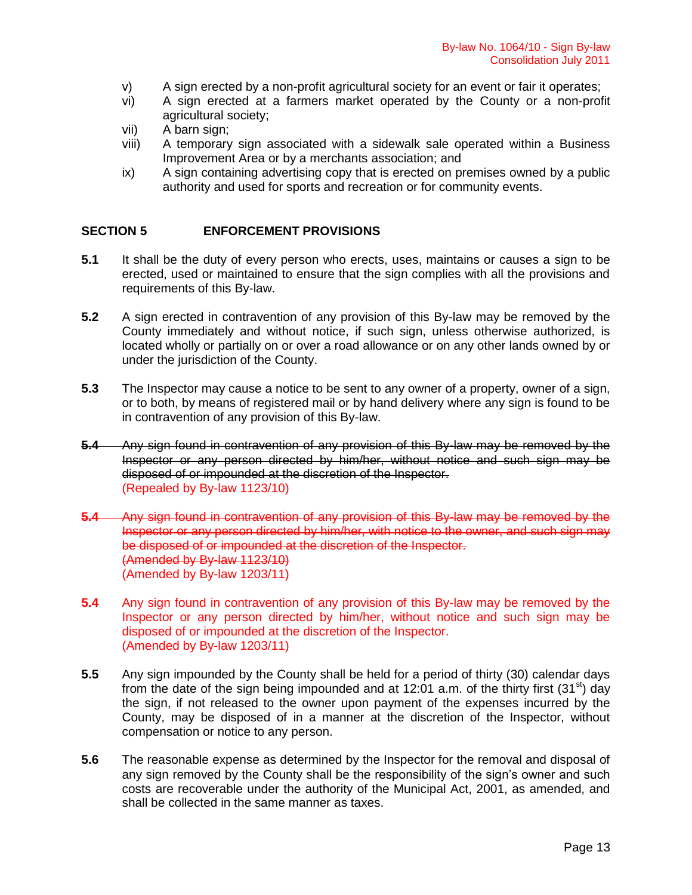v) A sign erected by a non-profit agricultural society for an event or fair it operates;

vi) A sign erected at a farmers market operated by the County or a non-profit agricultural society;

vii) A barn sign;

viii) A temporary sign associated with a sidewalk sale operated within a Business Improvement Area or by a merchants association; and

ix) A sign containing advertising copy that is erected on premises owned by a public authority and used for sports and recreation or for community events.

## SECTION 5 ENFORCEMENT PROVISIONS

**5.1** It shall be the duty of every person who erects, uses, maintains or causes a sign to be erected, used or maintained to ensure that the sign complies with all the provisions and requirements of this By-law.

**5.2** A sign erected in contravention of any provision of this By-law may be removed by the County immediately and without notice, if such sign, unless otherwise authorized, is located wholly or partially on or over a road allowance or on any other lands owned by or under the jurisdiction of the County.

**5.3** The Inspector may cause a notice to be sent to any owner of a property, owner of a sign, or to both, by means of registered mail or by hand delivery where any sign is found to be in contravention of any provision of this By-law.

~~**5.4** Any sign found in contravention of any provision of this By-law may be removed by the Inspector or any person directed by him/her, without notice and such sign may be disposed of or impounded at the discretion of the Inspector.~~
(Repealed by By-law 1123/10)

~~**5.4** Any sign found in contravention of any provision of this By-law may be removed by the Inspector or any person directed by him/her, with notice to the owner, and such sign may be disposed of or impounded at the discretion of the Inspector.~~
~~(Amended by By-law 1123/10)~~
(Amended by By-law 1203/11)

**5.4** Any sign found in contravention of any provision of this By-law may be removed by the Inspector or any person directed by him/her, without notice and such sign may be disposed of or impounded at the discretion of the Inspector.
(Amended by By-law 1203/11)

**5.5** Any sign impounded by the County shall be held for a period of thirty (30) calendar days from the date of the sign being impounded and at 12:01 a.m. of the thirty first (31st) day the sign, if not released to the owner upon payment of the expenses incurred by the County, may be disposed of in a manner at the discretion of the Inspector, without compensation or notice to any person.

**5.6** The reasonable expense as determined by the Inspector for the removal and disposal of any sign removed by the County shall be the responsibility of the sign's owner and such costs are recoverable under the authority of the Municipal Act, 2001, as amended, and shall be collected in the same manner as taxes.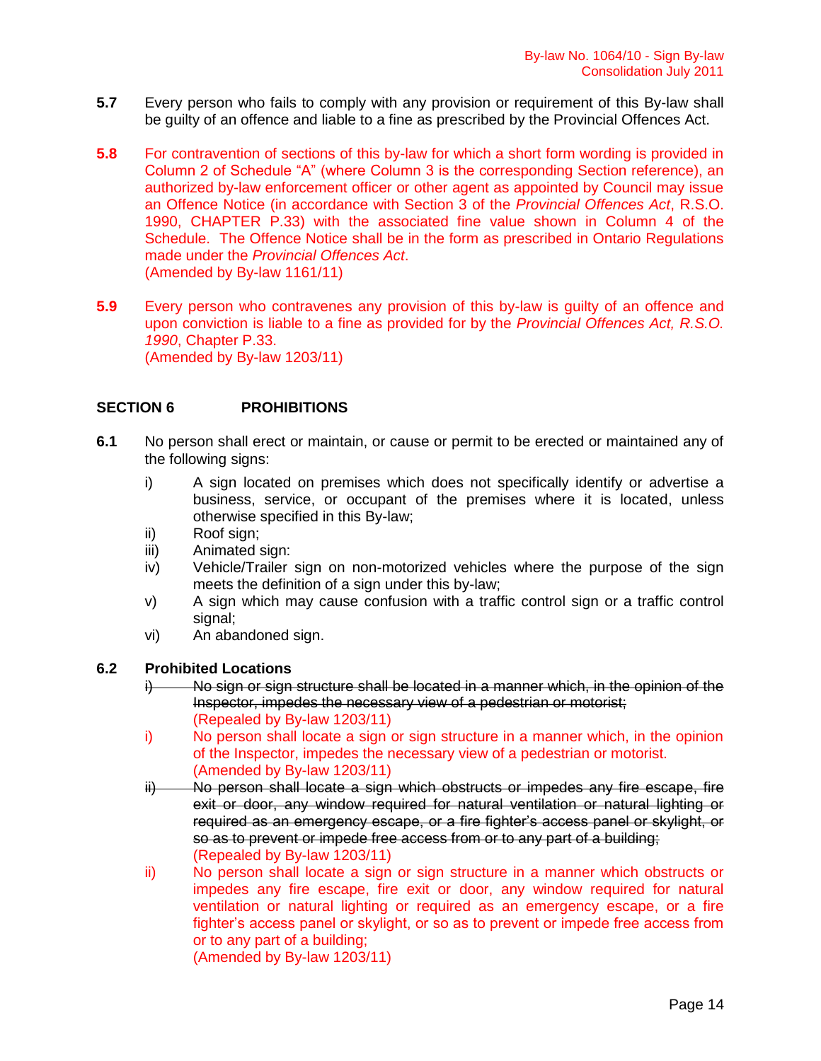**5.7** Every person who fails to comply with any provision or requirement of this By-law shall be guilty of an offence and liable to a fine as prescribed by the Provincial Offences Act.

**5.8** For contravention of sections of this by-law for which a short form wording is provided in Column 2 of Schedule "A" (where Column 3 is the corresponding Section reference), an authorized by-law enforcement officer or other agent as appointed by Council may issue an Offence Notice (in accordance with Section 3 of the *Provincial Offences Act*, R.S.O. 1990, CHAPTER P.33) with the associated fine value shown in Column 4 of the Schedule. The Offence Notice shall be in the form as prescribed in Ontario Regulations made under the *Provincial Offences Act*.
(Amended by By-law 1161/11)

**5.9** Every person who contravenes any provision of this by-law is guilty of an offence and upon conviction is liable to a fine as provided for by the *Provincial Offences Act, R.S.O. 1990*, Chapter P.33.
(Amended by By-law 1203/11)

## SECTION 6 PROHIBITIONS

**6.1** No person shall erect or maintain, or cause or permit to be erected or maintained any of the following signs:

i) A sign located on premises which does not specifically identify or advertise a business, service, or occupant of the premises where it is located, unless otherwise specified in this By-law;
ii) Roof sign;
iii) Animated sign:
iv) Vehicle/Trailer sign on non-motorized vehicles where the purpose of the sign meets the definition of a sign under this by-law;
v) A sign which may cause confusion with a traffic control sign or a traffic control signal;
vi) An abandoned sign.

**6.2 Prohibited Locations**

~~i) No sign or sign structure shall be located in a manner which, in the opinion of the Inspector, impedes the necessary view of a pedestrian or motorist;~~
(Repealed by By-law 1203/11)

i) No person shall locate a sign or sign structure in a manner which, in the opinion of the Inspector, impedes the necessary view of a pedestrian or motorist.
(Amended by By-law 1203/11)

~~ii) No person shall locate a sign which obstructs or impedes any fire escape, fire exit or door, any window required for natural ventilation or natural lighting or required as an emergency escape, or a fire fighter's access panel or skylight, or so as to prevent or impede free access from or to any part of a building;~~
(Repealed by By-law 1203/11)

ii) No person shall locate a sign or sign structure in a manner which obstructs or impedes any fire escape, fire exit or door, any window required for natural ventilation or natural lighting or required as an emergency escape, or a fire fighter's access panel or skylight, or so as to prevent or impede free access from or to any part of a building;
(Amended by By-law 1203/11)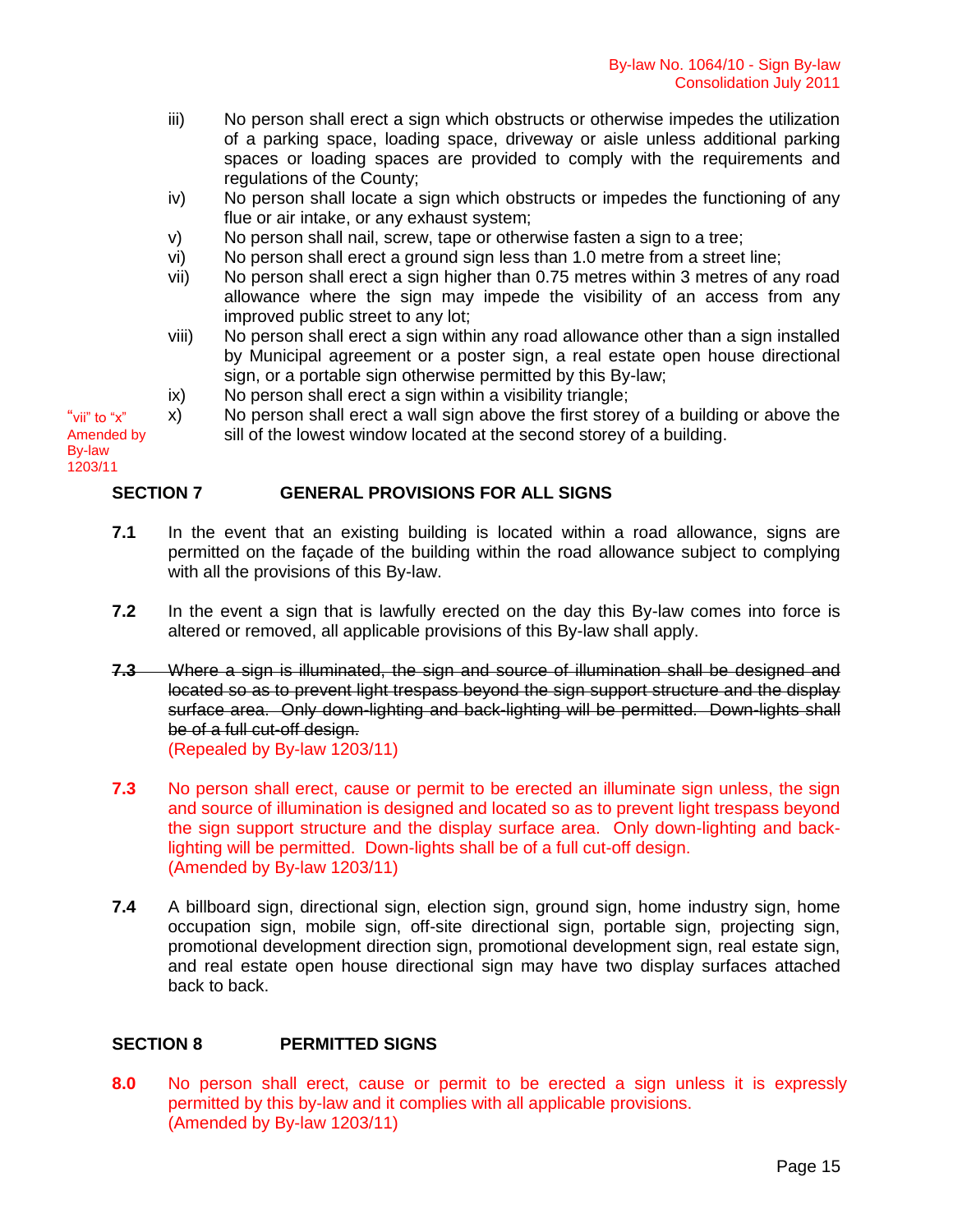iii) No person shall erect a sign which obstructs or otherwise impedes the utilization of a parking space, loading space, driveway or aisle unless additional parking spaces or loading spaces are provided to comply with the requirements and regulations of the County;

iv) No person shall locate a sign which obstructs or impedes the functioning of any flue or air intake, or any exhaust system;

v) No person shall nail, screw, tape or otherwise fasten a sign to a tree;

vi) No person shall erect a ground sign less than 1.0 metre from a street line;

vii) No person shall erect a sign higher than 0.75 metres within 3 metres of any road allowance where the sign may impede the visibility of an access from any improved public street to any lot;

viii) No person shall erect a sign within any road allowance other than a sign installed by Municipal agreement or a poster sign, a real estate open house directional sign, or a portable sign otherwise permitted by this By-law;

ix) No person shall erect a sign within a visibility triangle;

x) No person shall erect a wall sign above the first storey of a building or above the sill of the lowest window located at the second storey of a building.

"vii" to "x" Amended by By-law 1203/11

## SECTION 7 GENERAL PROVISIONS FOR ALL SIGNS

**7.1** In the event that an existing building is located within a road allowance, signs are permitted on the façade of the building within the road allowance subject to complying with all the provisions of this By-law.

**7.2** In the event a sign that is lawfully erected on the day this By-law comes into force is altered or removed, all applicable provisions of this By-law shall apply.

~~**7.3** Where a sign is illuminated, the sign and source of illumination shall be designed and located so as to prevent light trespass beyond the sign support structure and the display surface area. Only down-lighting and back-lighting will be permitted. Down-lights shall be of a full cut-off design.~~
(Repealed by By-law 1203/11)

**7.3** No person shall erect, cause or permit to be erected an illuminate sign unless, the sign and source of illumination is designed and located so as to prevent light trespass beyond the sign support structure and the display surface area. Only down-lighting and back-lighting will be permitted. Down-lights shall be of a full cut-off design.
(Amended by By-law 1203/11)

**7.4** A billboard sign, directional sign, election sign, ground sign, home industry sign, home occupation sign, mobile sign, off-site directional sign, portable sign, projecting sign, promotional development direction sign, promotional development sign, real estate sign, and real estate open house directional sign may have two display surfaces attached back to back.

## SECTION 8 PERMITTED SIGNS

**8.0** No person shall erect, cause or permit to be erected a sign unless it is expressly permitted by this by-law and it complies with all applicable provisions.
(Amended by By-law 1203/11)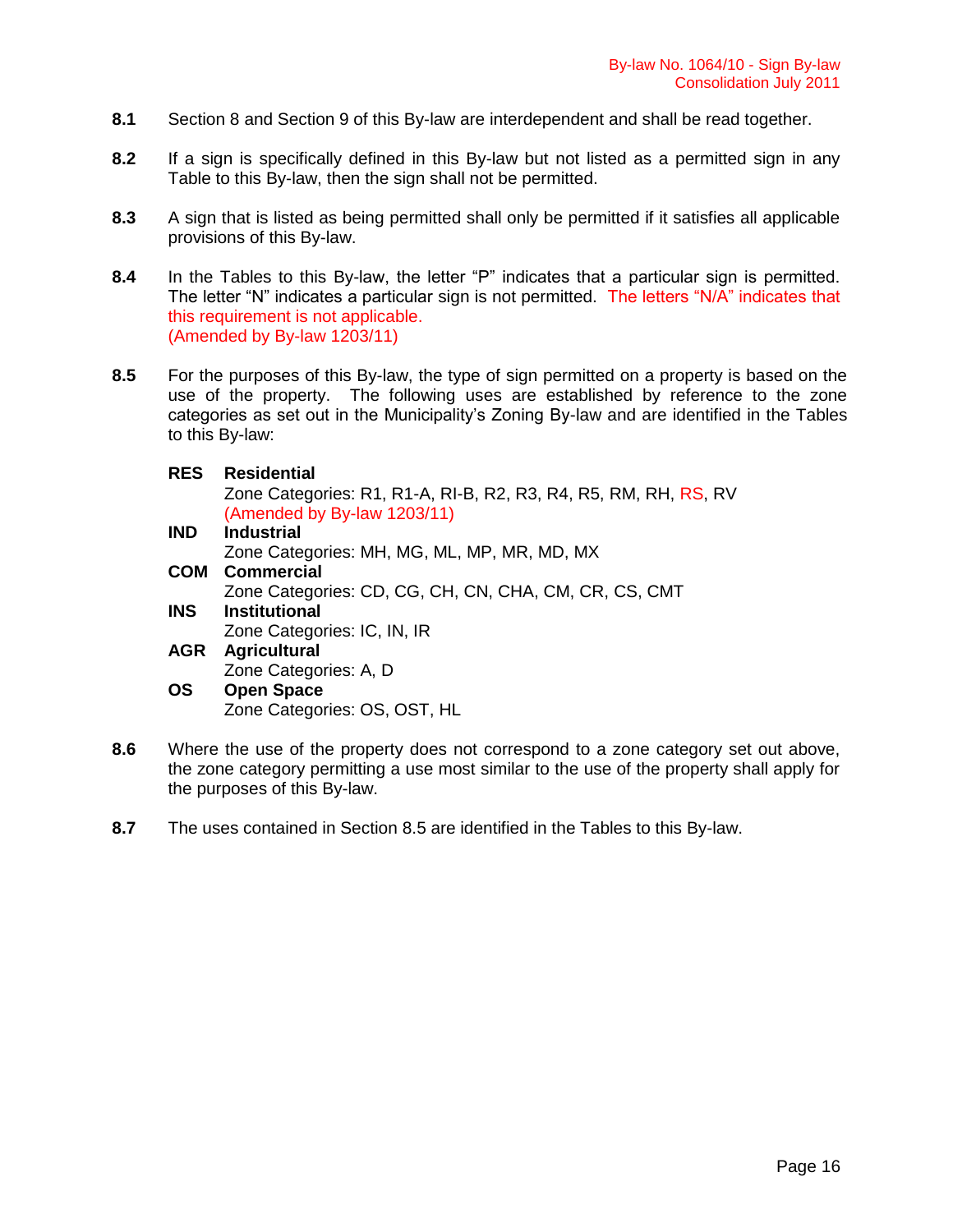**8.1** Section 8 and Section 9 of this By-law are interdependent and shall be read together.

**8.2** If a sign is specifically defined in this By-law but not listed as a permitted sign in any Table to this By-law, then the sign shall not be permitted.

**8.3** A sign that is listed as being permitted shall only be permitted if it satisfies all applicable provisions of this By-law.

**8.4** In the Tables to this By-law, the letter "P" indicates that a particular sign is permitted. The letter "N" indicates a particular sign is not permitted. The letters "N/A" indicates that this requirement is not applicable.
(Amended by By-law 1203/11)

**8.5** For the purposes of this By-law, the type of sign permitted on a property is based on the use of the property. The following uses are established by reference to the zone categories as set out in the Municipality's Zoning By-law and are identified in the Tables to this By-law:

**RES** **Residential**
Zone Categories: R1, R1-A, RI-B, R2, R3, R4, R5, RM, RH, RS, RV
(Amended by By-law 1203/11)

**IND** **Industrial**
Zone Categories: MH, MG, ML, MP, MR, MD, MX

**COM** **Commercial**
Zone Categories: CD, CG, CH, CN, CHA, CM, CR, CS, CMT

**INS** **Institutional**
Zone Categories: IC, IN, IR

**AGR** **Agricultural**
Zone Categories: A, D

**OS** **Open Space**
Zone Categories: OS, OST, HL

**8.6** Where the use of the property does not correspond to a zone category set out above, the zone category permitting a use most similar to the use of the property shall apply for the purposes of this By-law.

**8.7** The uses contained in Section 8.5 are identified in the Tables to this By-law.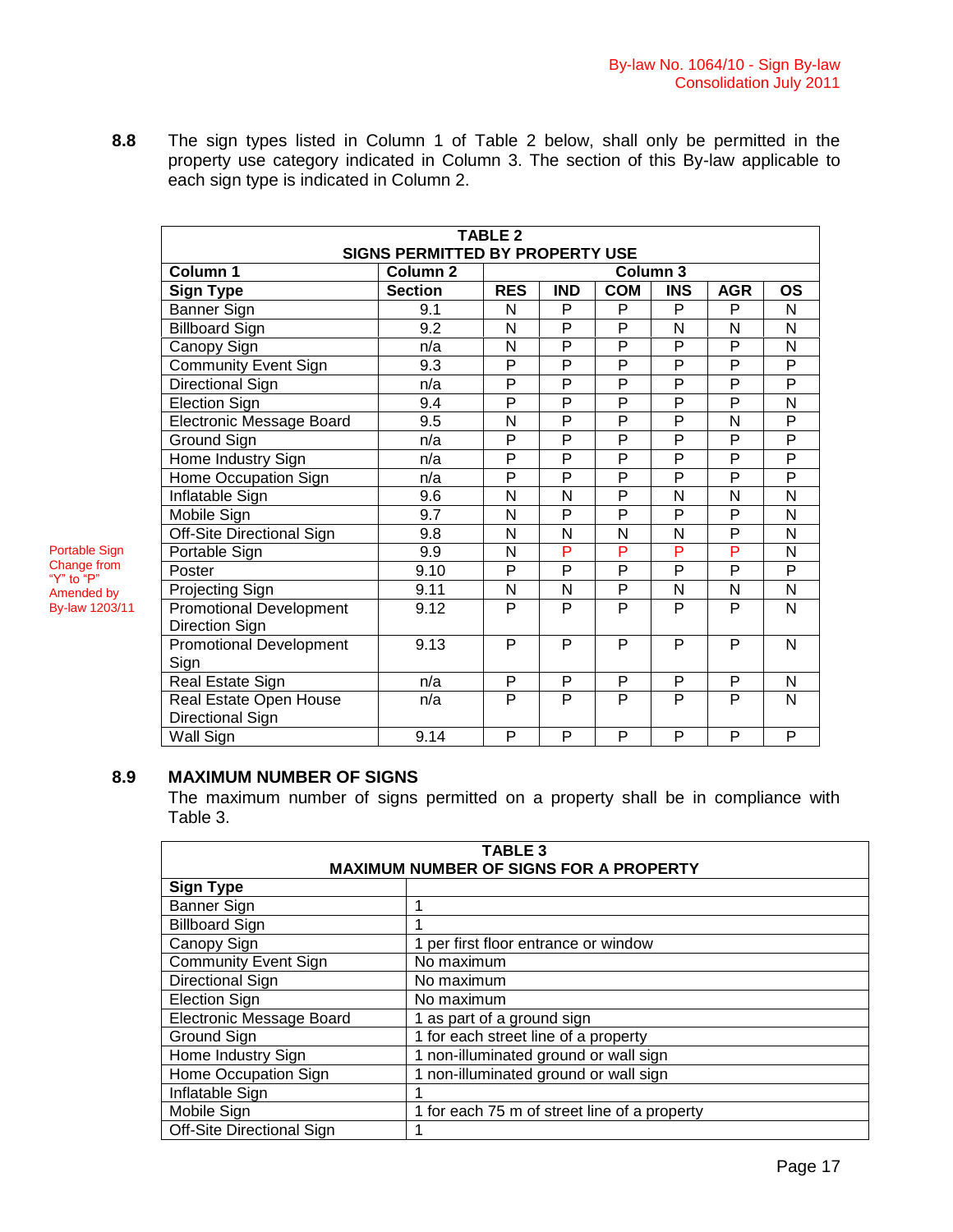**8.8** The sign types listed in Column 1 of Table 2 below, shall only be permitted in the property use category indicated in Column 3. The section of this By-law applicable to each sign type is indicated in Column 2.

Portable Sign Change from "Y" to "P" Amended by By-law 1203/11

**TABLE 2**
**SIGNS PERMITTED BY PROPERTY USE**

| Column 1 | Column 2 | Column 3 | | | | | |
|---|---|---|---|---|---|---|---|
| **Sign Type** | **Section** | **RES** | **IND** | **COM** | **INS** | **AGR** | **OS** |
| Banner Sign | 9.1 | N | P | P | P | P | N |
| Billboard Sign | 9.2 | N | P | P | N | N | N |
| Canopy Sign | n/a | N | P | P | P | P | N |
| Community Event Sign | 9.3 | P | P | P | P | P | P |
| Directional Sign | n/a | P | P | P | P | P | P |
| Election Sign | 9.4 | P | P | P | P | P | N |
| Electronic Message Board | 9.5 | N | P | P | P | N | P |
| Ground Sign | n/a | P | P | P | P | P | P |
| Home Industry Sign | n/a | P | P | P | P | P | P |
| Home Occupation Sign | n/a | P | P | P | P | P | P |
| Inflatable Sign | 9.6 | N | N | P | N | N | N |
| Mobile Sign | 9.7 | N | P | P | P | P | N |
| Off-Site Directional Sign | 9.8 | N | N | N | N | P | N |
| Portable Sign | 9.9 | N | P | P | P | P | N |
| Poster | 9.10 | P | P | P | P | P | P |
| Projecting Sign | 9.11 | N | N | P | N | N | N |
| Promotional Development Direction Sign | 9.12 | P | P | P | P | P | N |
| Promotional Development Sign | 9.13 | P | P | P | P | P | N |
| Real Estate Sign | n/a | P | P | P | P | P | N |
| Real Estate Open House Directional Sign | n/a | P | P | P | P | P | N |
| Wall Sign | 9.14 | P | P | P | P | P | P |

## 8.9 MAXIMUM NUMBER OF SIGNS

The maximum number of signs permitted on a property shall be in compliance with Table 3.

**TABLE 3**
**MAXIMUM NUMBER OF SIGNS FOR A PROPERTY**

| **Sign Type** | |
|---|---|
| Banner Sign | 1 |
| Billboard Sign | 1 |
| Canopy Sign | 1 per first floor entrance or window |
| Community Event Sign | No maximum |
| Directional Sign | No maximum |
| Election Sign | No maximum |
| Electronic Message Board | 1 as part of a ground sign |
| Ground Sign | 1 for each street line of a property |
| Home Industry Sign | 1 non-illuminated ground or wall sign |
| Home Occupation Sign | 1 non-illuminated ground or wall sign |
| Inflatable Sign | 1 |
| Mobile Sign | 1 for each 75 m of street line of a property |
| Off-Site Directional Sign | 1 |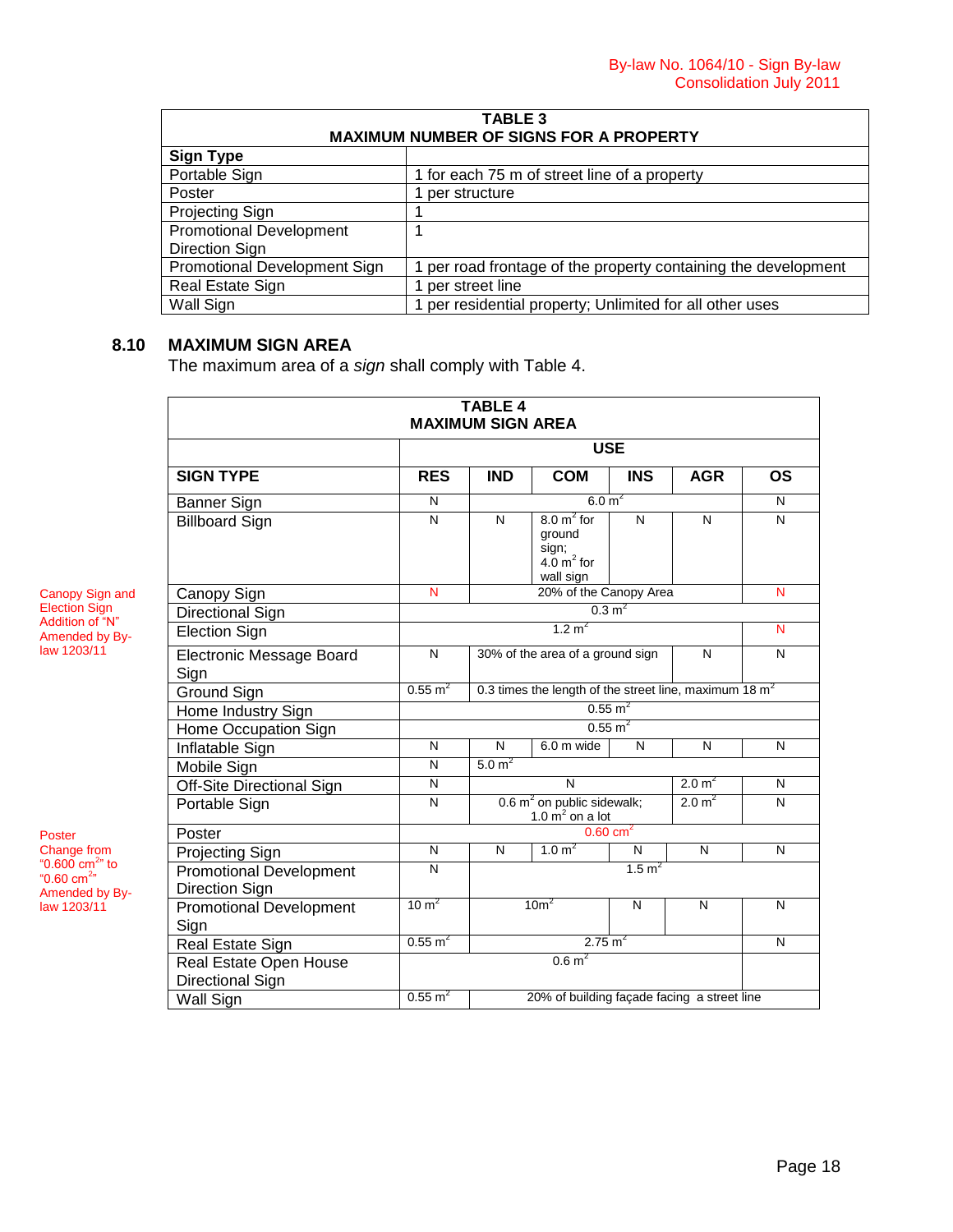| TABLE 3 MAXIMUM NUMBER OF SIGNS FOR A PROPERTY | |
|---|---|
| **Sign Type** | |
| Portable Sign | 1 for each 75 m of street line of a property |
| Poster | 1 per structure |
| Projecting Sign | 1 |
| Promotional Development Direction Sign | 1 |
| Promotional Development Sign | 1 per road frontage of the property containing the development |
| Real Estate Sign | 1 per street line |
| Wall Sign | 1 per residential property; Unlimited for all other uses |

## 8.10 MAXIMUM SIGN AREA

The maximum area of a *sign* shall comply with Table 4.

Canopy Sign and Election Sign Addition of "N" Amended by By-law 1203/11

Poster Change from "0.600 $cm^2$" to "0.60 $cm^2$" Amended by By-law 1203/11

| TABLE 4 MAXIMUM SIGN AREA | | | | | | |
|---|---|---|---|---|---|---|
| | USE | | | | | |
| **SIGN TYPE** | **RES** | **IND** | **COM** | **INS** | **AGR** | **OS** |
| Banner Sign | N | 6.0 $m^2$ | | | | N |
| Billboard Sign | N | N | 8.0 $m^2$ for ground sign; 4.0 $m^2$ for wall sign | N | N | N |
| Canopy Sign | N | 20% of the Canopy Area | | | | N |
| Directional Sign | 0.3 $m^2$ | | | | | |
| Election Sign | 1.2 $m^2$ | | | | | N |
| Electronic Message Board Sign | N | 30% of the area of a ground sign | | | N | N |
| Ground Sign | 0.55 $m^2$ | 0.3 times the length of the street line, maximum 18 $m^2$ | | | | |
| Home Industry Sign | 0.55 $m^2$ | | | | | |
| Home Occupation Sign | 0.55 $m^2$ | | | | | |
| Inflatable Sign | N | N | 6.0 m wide | N | N | N |
| Mobile Sign | N | 5.0 $m^2$ | | | | |
| Off-Site Directional Sign | N | N | | | 2.0 $m^2$ | N |
| Portable Sign | N | 0.6 $m^2$ on public sidewalk; 1.0 $m^2$ on a lot | | | 2.0 $m^2$ | N |
| Poster | 0.60 $cm^2$ | | | | | |
| Projecting Sign | N | N | 1.0 $m^2$ | N | N | N |
| Promotional Development Direction Sign | N | 1.5 $m^2$ | | | | |
| Promotional Development Sign | 10 $m^2$ | 10$m^2$ | | N | N | N |
| Real Estate Sign | 0.55 $m^2$ | 2.75 $m^2$ | | | | N |
| Real Estate Open House Directional Sign | 0.6 $m^2$ | | | | | |
| Wall Sign | 0.55 $m^2$ | 20% of building façade facing a street line | | | | |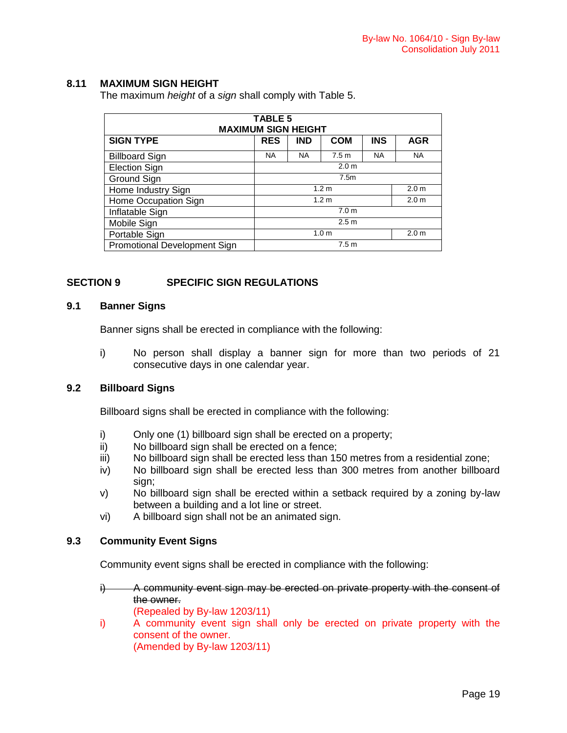## 8.11 MAXIMUM SIGN HEIGHT

The maximum *height* of a *sign* shall comply with Table 5.

| **TABLE 5 MAXIMUM SIGN HEIGHT** | | | | | |
|---|---|---|---|---|---|
| **SIGN TYPE** | **RES** | **IND** | **COM** | **INS** | **AGR** |
| Billboard Sign | NA | NA | 7.5 m | NA | NA |
| Election Sign | 2.0 m | | | | |
| Ground Sign | 7.5m | | | | |
| Home Industry Sign | 1.2 m | | | | 2.0 m |
| Home Occupation Sign | 1.2 m | | | | 2.0 m |
| Inflatable Sign | 7.0 m | | | | |
| Mobile Sign | 2.5 m | | | | |
| Portable Sign | 1.0 m | | | | 2.0 m |
| Promotional Development Sign | 7.5 m | | | | |

# SECTION 9 SPECIFIC SIGN REGULATIONS

## 9.1 Banner Signs

Banner signs shall be erected in compliance with the following:

i) No person shall display a banner sign for more than two periods of 21 consecutive days in one calendar year.

## 9.2 Billboard Signs

Billboard signs shall be erected in compliance with the following:

i) Only one (1) billboard sign shall be erected on a property;
ii) No billboard sign shall be erected on a fence;
iii) No billboard sign shall be erected less than 150 metres from a residential zone;
iv) No billboard sign shall be erected less than 300 metres from another billboard sign;
v) No billboard sign shall be erected within a setback required by a zoning by-law between a building and a lot line or street.
vi) A billboard sign shall not be an animated sign.

## 9.3 Community Event Signs

Community event signs shall be erected in compliance with the following:

~~i) A community event sign may be erected on private property with the consent of the owner.~~
(Repealed by By-law 1203/11)

i) A community event sign shall only be erected on private property with the consent of the owner.
(Amended by By-law 1203/11)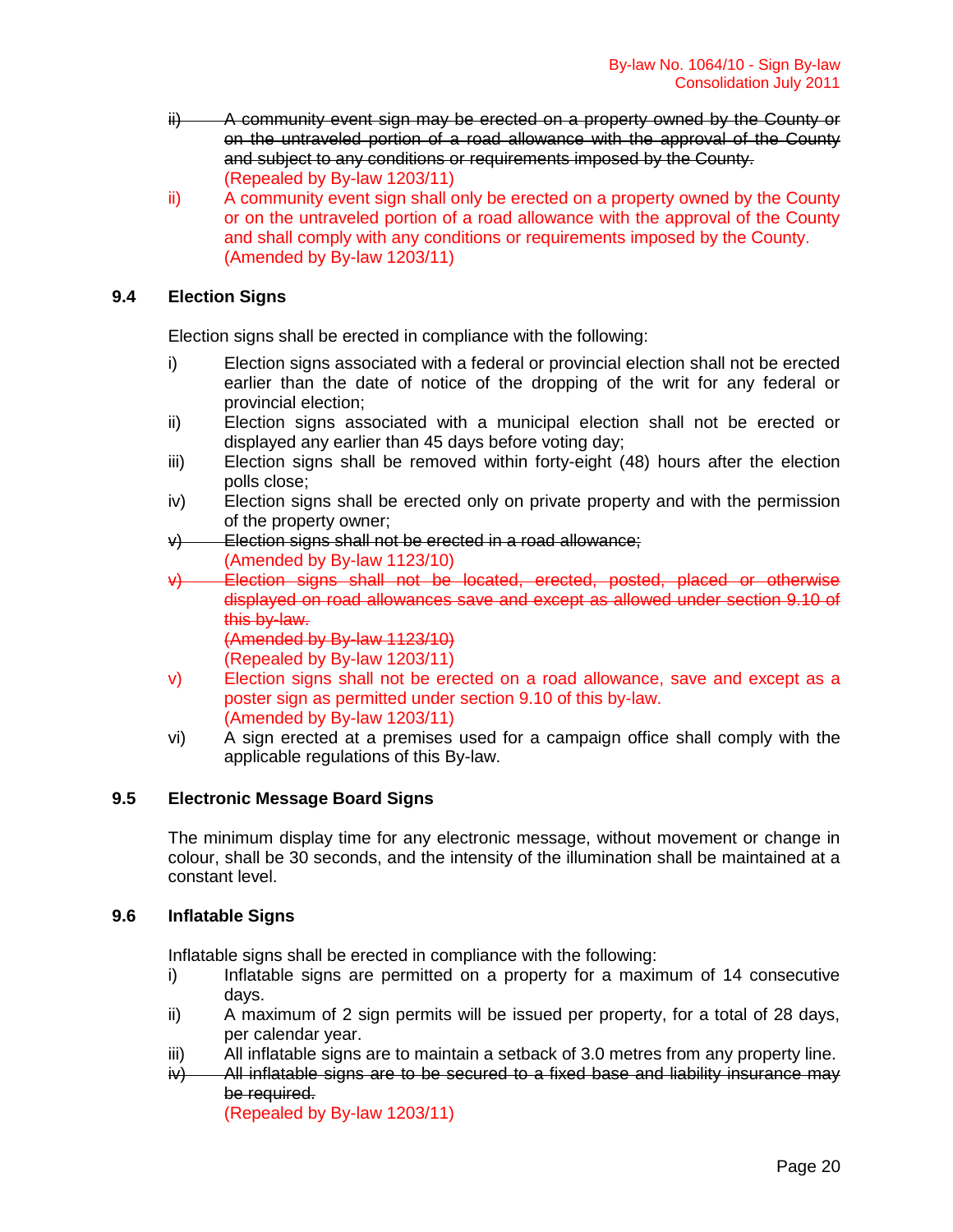ii) ~~A community event sign may be erected on a property owned by the County or on the untraveled portion of a road allowance with the approval of the County and subject to any conditions or requirements imposed by the County.~~
(Repealed by By-law 1203/11)

ii) A community event sign shall only be erected on a property owned by the County or on the untraveled portion of a road allowance with the approval of the County and shall comply with any conditions or requirements imposed by the County.
(Amended by By-law 1203/11)

### 9.4 Election Signs

Election signs shall be erected in compliance with the following:

i) Election signs associated with a federal or provincial election shall not be erected earlier than the date of notice of the dropping of the writ for any federal or provincial election;

ii) Election signs associated with a municipal election shall not be erected or displayed any earlier than 45 days before voting day;

iii) Election signs shall be removed within forty-eight (48) hours after the election polls close;

iv) Election signs shall be erected only on private property and with the permission of the property owner;

v) ~~Election signs shall not be erected in a road allowance;~~
(Amended by By-law 1123/10)

v) ~~Election signs shall not be located, erected, posted, placed or otherwise displayed on road allowances save and except as allowed under section 9.10 of this by-law.~~
~~(Amended by By-law 1123/10)~~
(Repealed by By-law 1203/11)

v) Election signs shall not be erected on a road allowance, save and except as a poster sign as permitted under section 9.10 of this by-law.
(Amended by By-law 1203/11)

vi) A sign erected at a premises used for a campaign office shall comply with the applicable regulations of this By-law.

### 9.5 Electronic Message Board Signs

The minimum display time for any electronic message, without movement or change in colour, shall be 30 seconds, and the intensity of the illumination shall be maintained at a constant level.

### 9.6 Inflatable Signs

Inflatable signs shall be erected in compliance with the following:

i) Inflatable signs are permitted on a property for a maximum of 14 consecutive days.

ii) A maximum of 2 sign permits will be issued per property, for a total of 28 days, per calendar year.

iii) All inflatable signs are to maintain a setback of 3.0 metres from any property line.

iv) ~~All inflatable signs are to be secured to a fixed base and liability insurance may be required.~~
(Repealed by By-law 1203/11)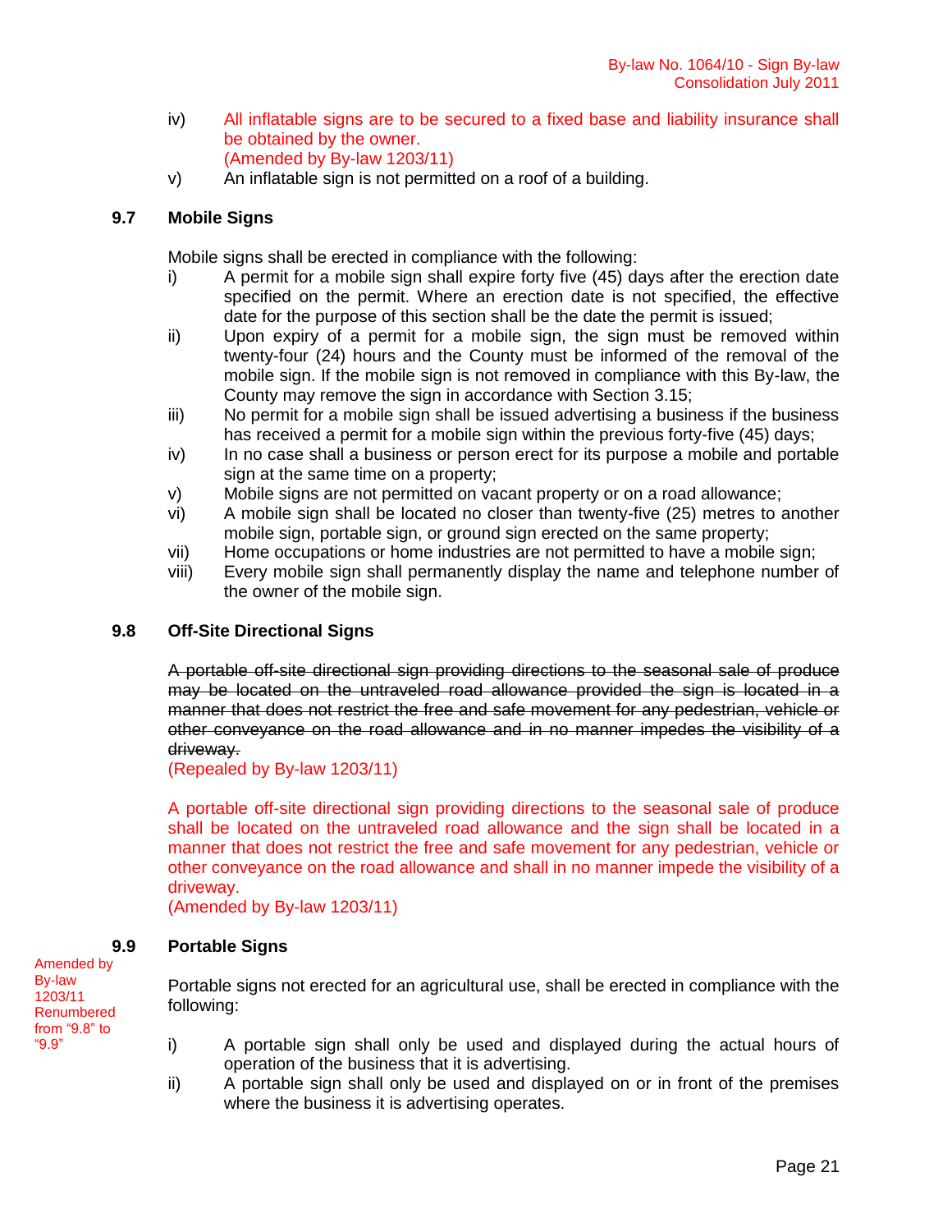iv) All inflatable signs are to be secured to a fixed base and liability insurance shall be obtained by the owner.
(Amended by By-law 1203/11)

v) An inflatable sign is not permitted on a roof of a building.

### 9.7 Mobile Signs

Mobile signs shall be erected in compliance with the following:

i) A permit for a mobile sign shall expire forty five (45) days after the erection date specified on the permit. Where an erection date is not specified, the effective date for the purpose of this section shall be the date the permit is issued;

ii) Upon expiry of a permit for a mobile sign, the sign must be removed within twenty-four (24) hours and the County must be informed of the removal of the mobile sign. If the mobile sign is not removed in compliance with this By-law, the County may remove the sign in accordance with Section 3.15;

iii) No permit for a mobile sign shall be issued advertising a business if the business has received a permit for a mobile sign within the previous forty-five (45) days;

iv) In no case shall a business or person erect for its purpose a mobile and portable sign at the same time on a property;

v) Mobile signs are not permitted on vacant property or on a road allowance;

vi) A mobile sign shall be located no closer than twenty-five (25) metres to another mobile sign, portable sign, or ground sign erected on the same property;

vii) Home occupations or home industries are not permitted to have a mobile sign;

viii) Every mobile sign shall permanently display the name and telephone number of the owner of the mobile sign.

### 9.8 Off-Site Directional Signs

~~A portable off-site directional sign providing directions to the seasonal sale of produce may be located on the untraveled road allowance provided the sign is located in a manner that does not restrict the free and safe movement for any pedestrian, vehicle or other conveyance on the road allowance and in no manner impedes the visibility of a driveway.~~
(Repealed by By-law 1203/11)

A portable off-site directional sign providing directions to the seasonal sale of produce shall be located on the untraveled road allowance and the sign shall be located in a manner that does not restrict the free and safe movement for any pedestrian, vehicle or other conveyance on the road allowance and shall in no manner impede the visibility of a driveway.
(Amended by By-law 1203/11)

### 9.9 Portable Signs

Amended by By-law 1203/11 Renumbered from "9.8" to "9.9"

Portable signs not erected for an agricultural use, shall be erected in compliance with the following:

i) A portable sign shall only be used and displayed during the actual hours of operation of the business that it is advertising.

ii) A portable sign shall only be used and displayed on or in front of the premises where the business it is advertising operates.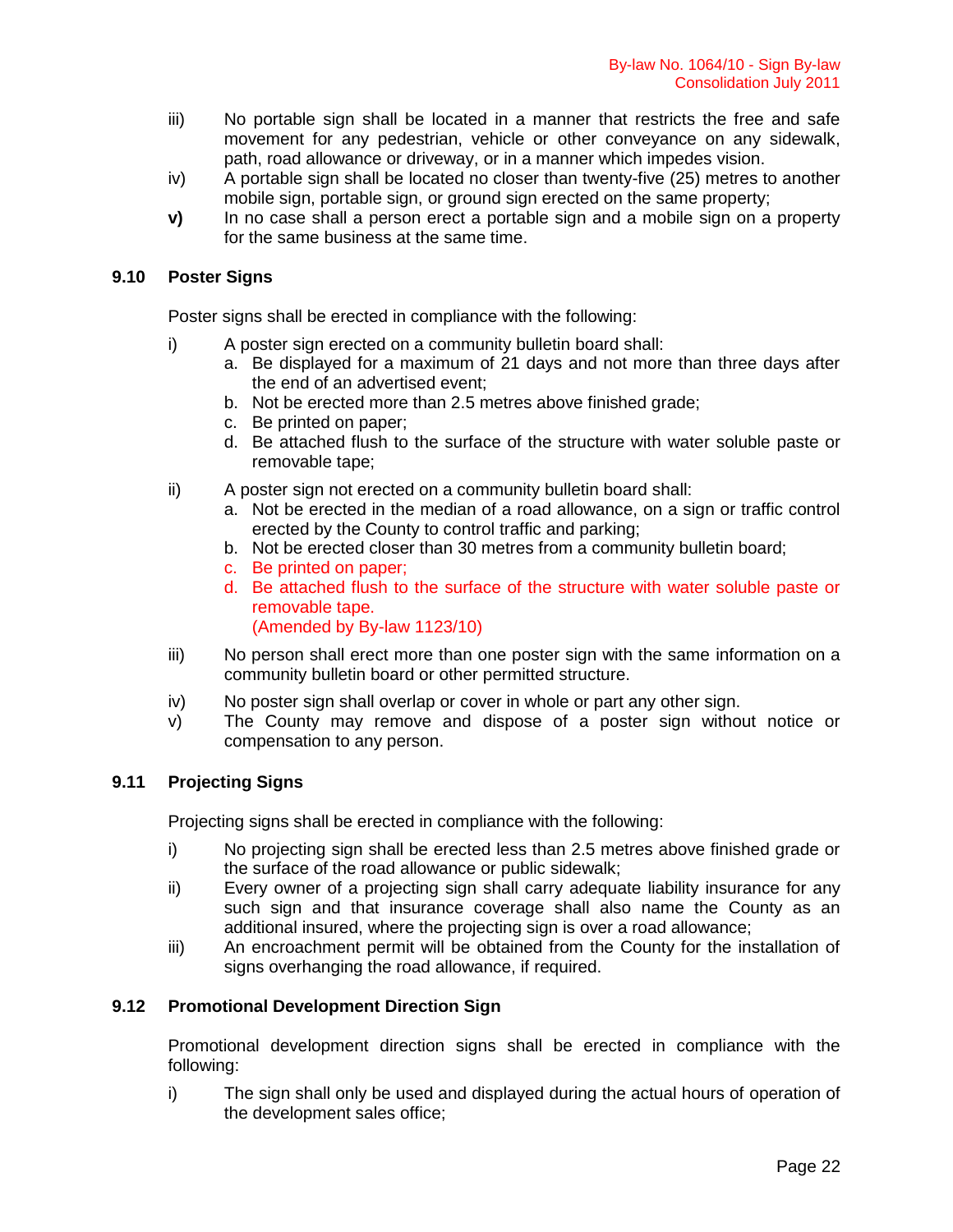iii) No portable sign shall be located in a manner that restricts the free and safe movement for any pedestrian, vehicle or other conveyance on any sidewalk, path, road allowance or driveway, or in a manner which impedes vision.

iv) A portable sign shall be located no closer than twenty-five (25) metres to another mobile sign, portable sign, or ground sign erected on the same property;

**v)** In no case shall a person erect a portable sign and a mobile sign on a property for the same business at the same time.

### 9.10 Poster Signs

Poster signs shall be erected in compliance with the following:

i) A poster sign erected on a community bulletin board shall:

   a. Be displayed for a maximum of 21 days and not more than three days after the end of an advertised event;
   b. Not be erected more than 2.5 metres above finished grade;
   c. Be printed on paper;
   d. Be attached flush to the surface of the structure with water soluble paste or removable tape;

ii) A poster sign not erected on a community bulletin board shall:

   a. Not be erected in the median of a road allowance, on a sign or traffic control erected by the County to control traffic and parking;
   b. Not be erected closer than 30 metres from a community bulletin board;
   c. Be printed on paper;
   d. Be attached flush to the surface of the structure with water soluble paste or removable tape.
   (Amended by By-law 1123/10)

iii) No person shall erect more than one poster sign with the same information on a community bulletin board or other permitted structure.

iv) No poster sign shall overlap or cover in whole or part any other sign.

v) The County may remove and dispose of a poster sign without notice or compensation to any person.

### 9.11 Projecting Signs

Projecting signs shall be erected in compliance with the following:

i) No projecting sign shall be erected less than 2.5 metres above finished grade or the surface of the road allowance or public sidewalk;

ii) Every owner of a projecting sign shall carry adequate liability insurance for any such sign and that insurance coverage shall also name the County as an additional insured, where the projecting sign is over a road allowance;

iii) An encroachment permit will be obtained from the County for the installation of signs overhanging the road allowance, if required.

### 9.12 Promotional Development Direction Sign

Promotional development direction signs shall be erected in compliance with the following:

i) The sign shall only be used and displayed during the actual hours of operation of the development sales office;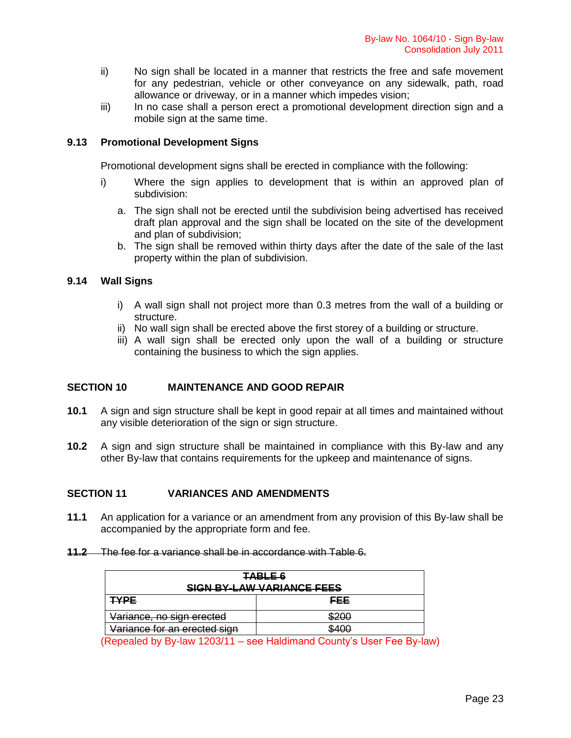ii) No sign shall be located in a manner that restricts the free and safe movement for any pedestrian, vehicle or other conveyance on any sidewalk, path, road allowance or driveway, or in a manner which impedes vision;

iii) In no case shall a person erect a promotional development direction sign and a mobile sign at the same time.

### 9.13 Promotional Development Signs

Promotional development signs shall be erected in compliance with the following:

i) Where the sign applies to development that is within an approved plan of subdivision:

   a. The sign shall not be erected until the subdivision being advertised has received draft plan approval and the sign shall be located on the site of the development and plan of subdivision;
   b. The sign shall be removed within thirty days after the date of the sale of the last property within the plan of subdivision.

### 9.14 Wall Signs

i) A wall sign shall not project more than 0.3 metres from the wall of a building or structure.

ii) No wall sign shall be erected above the first storey of a building or structure.

iii) A wall sign shall be erected only upon the wall of a building or structure containing the business to which the sign applies.

## SECTION 10 MAINTENANCE AND GOOD REPAIR

**10.1** A sign and sign structure shall be kept in good repair at all times and maintained without any visible deterioration of the sign or sign structure.

**10.2** A sign and sign structure shall be maintained in compliance with this By-law and any other By-law that contains requirements for the upkeep and maintenance of signs.

## SECTION 11 VARIANCES AND AMENDMENTS

**11.1** An application for a variance or an amendment from any provision of this By-law shall be accompanied by the appropriate form and fee.

~~**11.2** The fee for a variance shall be in accordance with Table 6.~~

| ~~TABLE 6 SIGN BY-LAW VARIANCE FEES~~ | |
|---|---|
| ~~TYPE~~ | ~~FEE~~ |
| ~~Variance, no sign erected~~ | ~~$200~~ |
| ~~Variance for an erected sign~~ | ~~$400~~ |

(Repealed by By-law 1203/11 – see Haldimand County's User Fee By-law)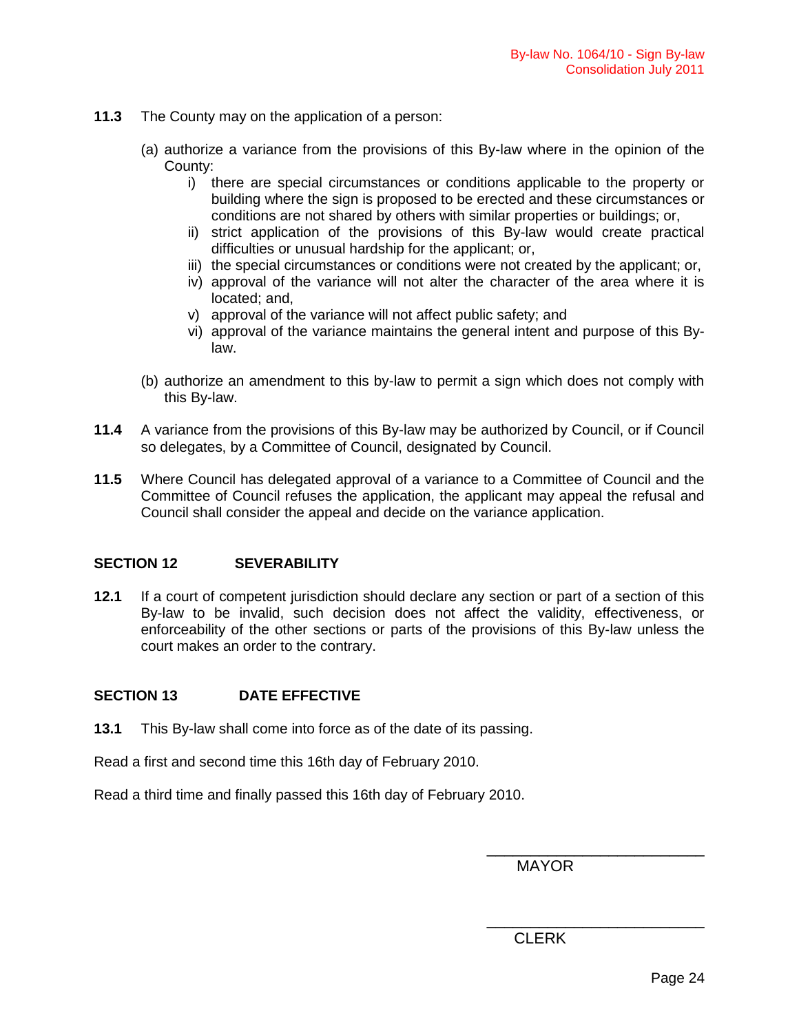**11.3** The County may on the application of a person:

(a) authorize a variance from the provisions of this By-law where in the opinion of the County:

i) there are special circumstances or conditions applicable to the property or building where the sign is proposed to be erected and these circumstances or conditions are not shared by others with similar properties or buildings; or,

ii) strict application of the provisions of this By-law would create practical difficulties or unusual hardship for the applicant; or,

iii) the special circumstances or conditions were not created by the applicant; or,

iv) approval of the variance will not alter the character of the area where it is located; and,

v) approval of the variance will not affect public safety; and

vi) approval of the variance maintains the general intent and purpose of this By-law.

(b) authorize an amendment to this by-law to permit a sign which does not comply with this By-law.

**11.4** A variance from the provisions of this By-law may be authorized by Council, or if Council so delegates, by a Committee of Council, designated by Council.

**11.5** Where Council has delegated approval of a variance to a Committee of Council and the Committee of Council refuses the application, the applicant may appeal the refusal and Council shall consider the appeal and decide on the variance application.

## SECTION 12 SEVERABILITY

**12.1** If a court of competent jurisdiction should declare any section or part of a section of this By-law to be invalid, such decision does not affect the validity, effectiveness, or enforceability of the other sections or parts of the provisions of this By-law unless the court makes an order to the contrary.

## SECTION 13 DATE EFFECTIVE

**13.1** This By-law shall come into force as of the date of its passing.

Read a first and second time this 16th day of February 2010.

Read a third time and finally passed this 16th day of February 2010.

\_\_\_\_\_\_\_\_\_\_\_\_\_\_\_\_\_\_\_\_\_\_\_\_\_\_
MAYOR

\_\_\_\_\_\_\_\_\_\_\_\_\_\_\_\_\_\_\_\_\_\_\_\_\_\_
CLERK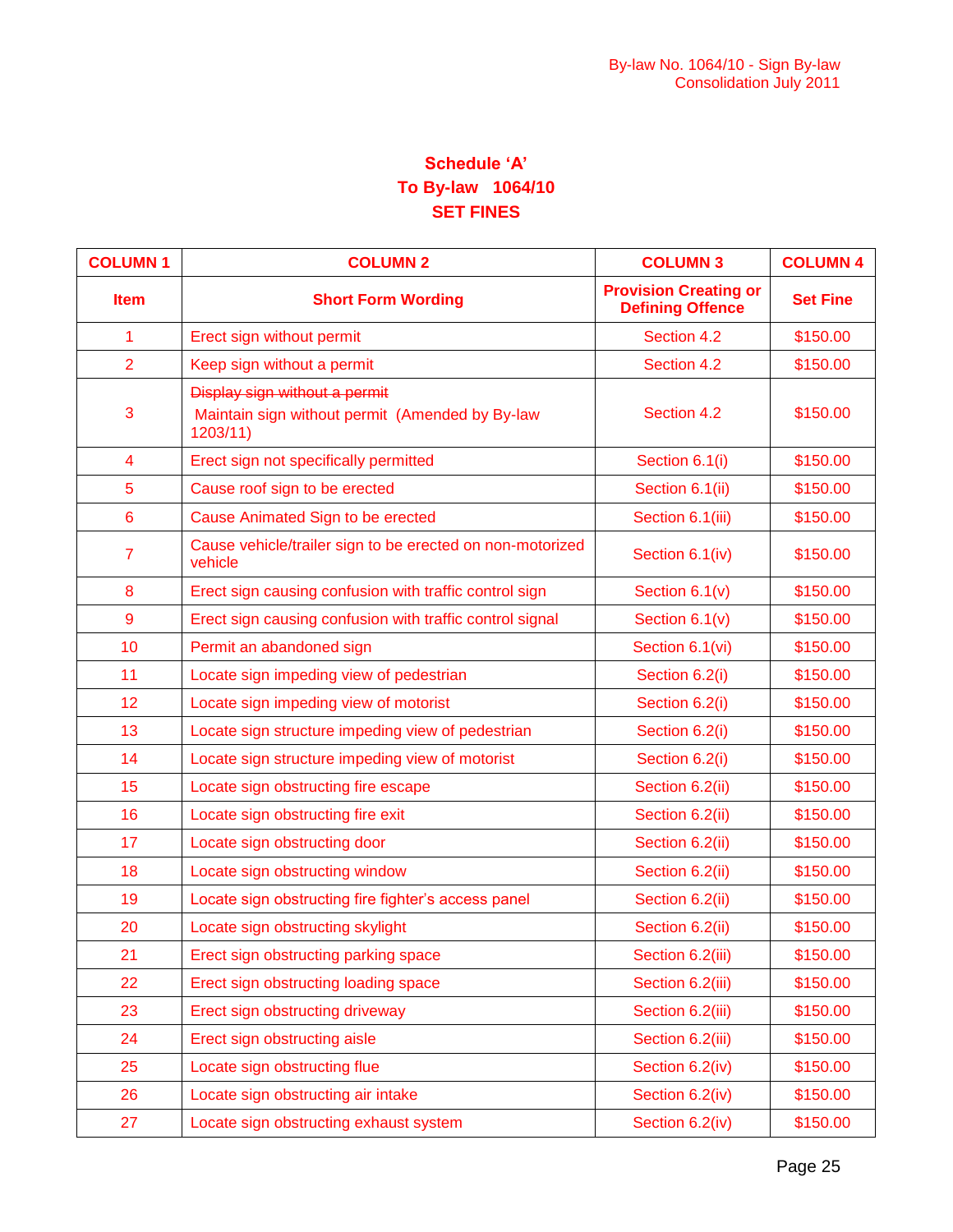# Schedule 'A'
## To By-law 1064/10
## SET FINES

| COLUMN 1 | COLUMN 2 | COLUMN 3 | COLUMN 4 |
|---|---|---|---|
| **Item** | **Short Form Wording** | **Provision Creating or Defining Offence** | **Set Fine** |
| 1 | Erect sign without permit | Section 4.2 | $150.00 |
| 2 | Keep sign without a permit | Section 4.2 | $150.00 |
| 3 | ~~Display sign without a permit~~ Maintain sign without permit (Amended by By-law 1203/11) | Section 4.2 | $150.00 |
| 4 | Erect sign not specifically permitted | Section 6.1(i) | $150.00 |
| 5 | Cause roof sign to be erected | Section 6.1(ii) | $150.00 |
| 6 | Cause Animated Sign to be erected | Section 6.1(iii) | $150.00 |
| 7 | Cause vehicle/trailer sign to be erected on non-motorized vehicle | Section 6.1(iv) | $150.00 |
| 8 | Erect sign causing confusion with traffic control sign | Section 6.1(v) | $150.00 |
| 9 | Erect sign causing confusion with traffic control signal | Section 6.1(v) | $150.00 |
| 10 | Permit an abandoned sign | Section 6.1(vi) | $150.00 |
| 11 | Locate sign impeding view of pedestrian | Section 6.2(i) | $150.00 |
| 12 | Locate sign impeding view of motorist | Section 6.2(i) | $150.00 |
| 13 | Locate sign structure impeding view of pedestrian | Section 6.2(i) | $150.00 |
| 14 | Locate sign structure impeding view of motorist | Section 6.2(i) | $150.00 |
| 15 | Locate sign obstructing fire escape | Section 6.2(ii) | $150.00 |
| 16 | Locate sign obstructing fire exit | Section 6.2(ii) | $150.00 |
| 17 | Locate sign obstructing door | Section 6.2(ii) | $150.00 |
| 18 | Locate sign obstructing window | Section 6.2(ii) | $150.00 |
| 19 | Locate sign obstructing fire fighter's access panel | Section 6.2(ii) | $150.00 |
| 20 | Locate sign obstructing skylight | Section 6.2(ii) | $150.00 |
| 21 | Erect sign obstructing parking space | Section 6.2(iii) | $150.00 |
| 22 | Erect sign obstructing loading space | Section 6.2(iii) | $150.00 |
| 23 | Erect sign obstructing driveway | Section 6.2(iii) | $150.00 |
| 24 | Erect sign obstructing aisle | Section 6.2(iii) | $150.00 |
| 25 | Locate sign obstructing flue | Section 6.2(iv) | $150.00 |
| 26 | Locate sign obstructing air intake | Section 6.2(iv) | $150.00 |
| 27 | Locate sign obstructing exhaust system | Section 6.2(iv) | $150.00 |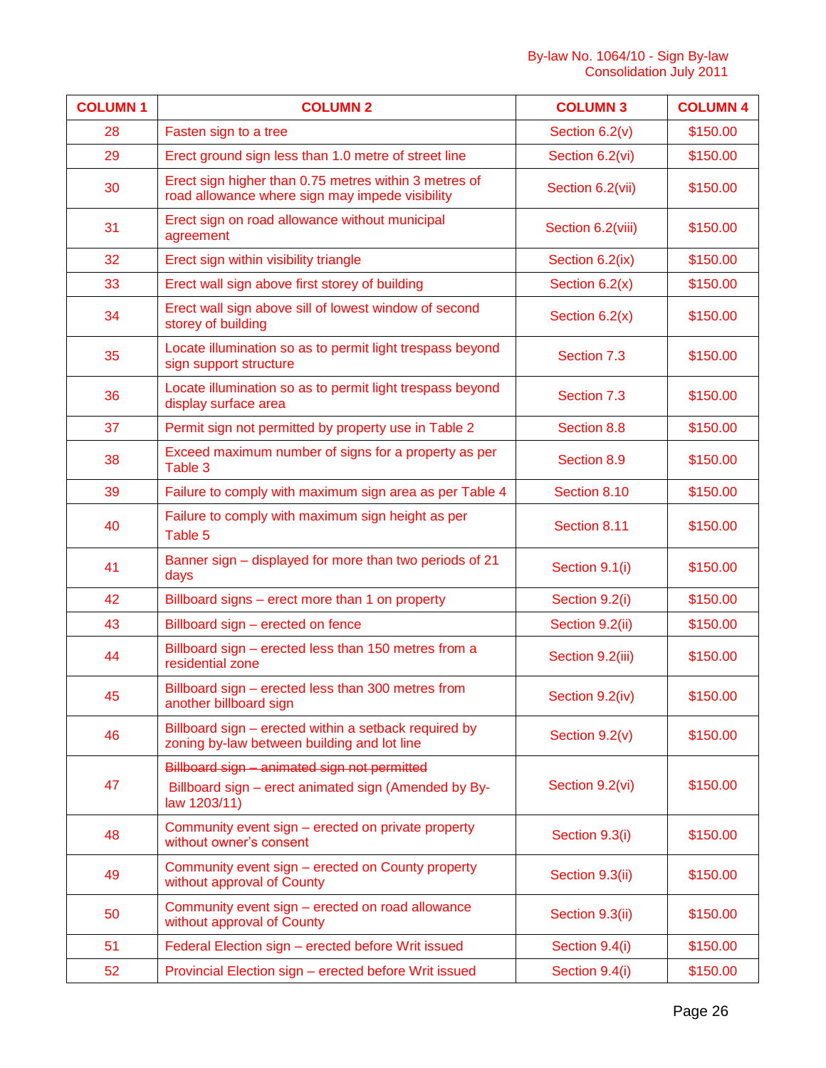| COLUMN 1 | COLUMN 2 | COLUMN 3 | COLUMN 4 |
|---|---|---|---|
| 28 | Fasten sign to a tree | Section 6.2(v) | $150.00 |
| 29 | Erect ground sign less than 1.0 metre of street line | Section 6.2(vi) | $150.00 |
| 30 | Erect sign higher than 0.75 metres within 3 metres of road allowance where sign may impede visibility | Section 6.2(vii) | $150.00 |
| 31 | Erect sign on road allowance without municipal agreement | Section 6.2(viii) | $150.00 |
| 32 | Erect sign within visibility triangle | Section 6.2(ix) | $150.00 |
| 33 | Erect wall sign above first storey of building | Section 6.2(x) | $150.00 |
| 34 | Erect wall sign above sill of lowest window of second storey of building | Section 6.2(x) | $150.00 |
| 35 | Locate illumination so as to permit light trespass beyond sign support structure | Section 7.3 | $150.00 |
| 36 | Locate illumination so as to permit light trespass beyond display surface area | Section 7.3 | $150.00 |
| 37 | Permit sign not permitted by property use in Table 2 | Section 8.8 | $150.00 |
| 38 | Exceed maximum number of signs for a property as per Table 3 | Section 8.9 | $150.00 |
| 39 | Failure to comply with maximum sign area as per Table 4 | Section 8.10 | $150.00 |
| 40 | Failure to comply with maximum sign height as per Table 5 | Section 8.11 | $150.00 |
| 41 | Banner sign – displayed for more than two periods of 21 days | Section 9.1(i) | $150.00 |
| 42 | Billboard signs – erect more than 1 on property | Section 9.2(i) | $150.00 |
| 43 | Billboard sign – erected on fence | Section 9.2(ii) | $150.00 |
| 44 | Billboard sign – erected less than 150 metres from a residential zone | Section 9.2(iii) | $150.00 |
| 45 | Billboard sign – erected less than 300 metres from another billboard sign | Section 9.2(iv) | $150.00 |
| 46 | Billboard sign – erected within a setback required by zoning by-law between building and lot line | Section 9.2(v) | $150.00 |
| 47 | ~~Billboard sign – animated sign not permitted~~ Billboard sign – erect animated sign (Amended by By-law 1203/11) | Section 9.2(vi) | $150.00 |
| 48 | Community event sign – erected on private property without owner's consent | Section 9.3(i) | $150.00 |
| 49 | Community event sign – erected on County property without approval of County | Section 9.3(ii) | $150.00 |
| 50 | Community event sign – erected on road allowance without approval of County | Section 9.3(ii) | $150.00 |
| 51 | Federal Election sign – erected before Writ issued | Section 9.4(i) | $150.00 |
| 52 | Provincial Election sign – erected before Writ issued | Section 9.4(i) | $150.00 |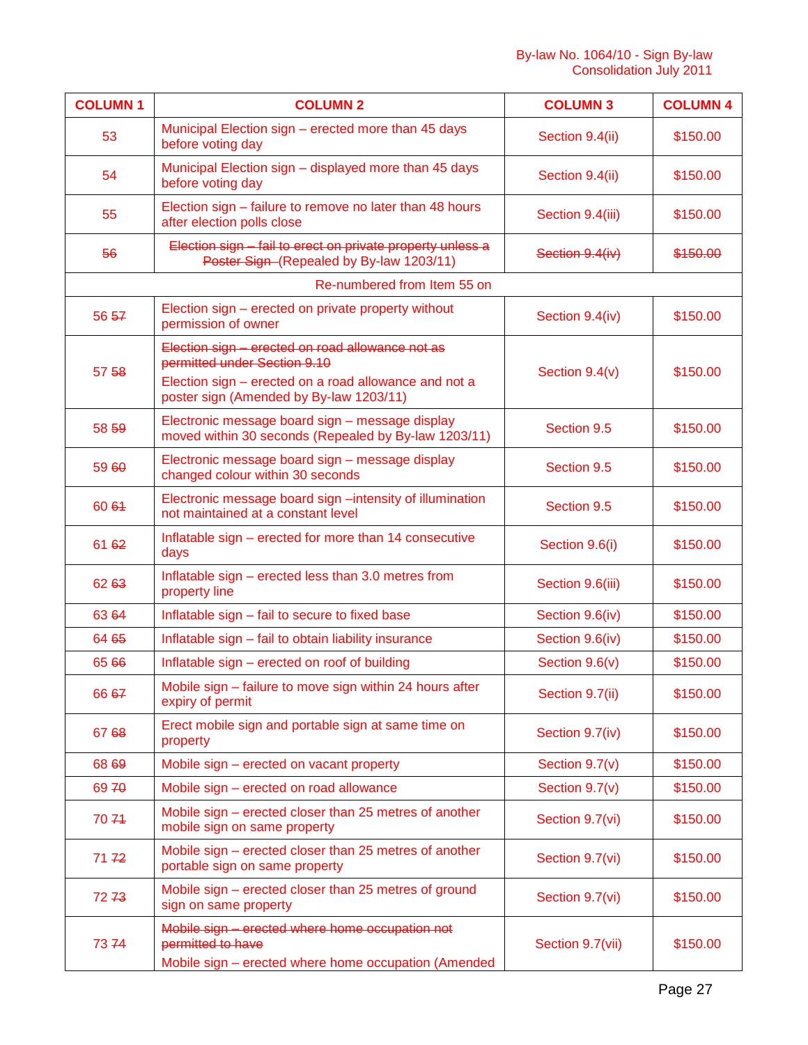| COLUMN 1 | COLUMN 2 | COLUMN 3 | COLUMN 4 |
|---|---|---|---|
| 53 | Municipal Election sign – erected more than 45 days before voting day | Section 9.4(ii) | $150.00 |
| 54 | Municipal Election sign – displayed more than 45 days before voting day | Section 9.4(ii) | $150.00 |
| 55 | Election sign – failure to remove no later than 48 hours after election polls close | Section 9.4(iii) | $150.00 |
| ~~56~~ | ~~Election sign – fail to erect on private property unless a Poster Sign~~ (Repealed by By-law 1203/11) | ~~Section 9.4(iv)~~ | ~~$150.00~~ |
| Re-numbered from Item 55 on | | | |
| 56 ~~57~~ | Election sign – erected on private property without permission of owner | Section 9.4(iv) | $150.00 |
| 57 ~~58~~ | ~~Election sign – erected on road allowance not as permitted under Section 9.10~~ Election sign – erected on a road allowance and not a poster sign (Amended by By-law 1203/11) | Section 9.4(v) | $150.00 |
| 58 ~~59~~ | Electronic message board sign – message display moved within 30 seconds (Repealed by By-law 1203/11) | Section 9.5 | $150.00 |
| 59 ~~60~~ | Electronic message board sign – message display changed colour within 30 seconds | Section 9.5 | $150.00 |
| 60 ~~61~~ | Electronic message board sign –intensity of illumination not maintained at a constant level | Section 9.5 | $150.00 |
| 61 ~~62~~ | Inflatable sign – erected for more than 14 consecutive days | Section 9.6(i) | $150.00 |
| 62 ~~63~~ | Inflatable sign – erected less than 3.0 metres from property line | Section 9.6(iii) | $150.00 |
| 63 ~~64~~ | Inflatable sign – fail to secure to fixed base | Section 9.6(iv) | $150.00 |
| 64 ~~65~~ | Inflatable sign – fail to obtain liability insurance | Section 9.6(iv) | $150.00 |
| 65 ~~66~~ | Inflatable sign – erected on roof of building | Section 9.6(v) | $150.00 |
| 66 ~~67~~ | Mobile sign – failure to move sign within 24 hours after expiry of permit | Section 9.7(ii) | $150.00 |
| 67 ~~68~~ | Erect mobile sign and portable sign at same time on property | Section 9.7(iv) | $150.00 |
| 68 ~~69~~ | Mobile sign – erected on vacant property | Section 9.7(v) | $150.00 |
| 69 ~~70~~ | Mobile sign – erected on road allowance | Section 9.7(v) | $150.00 |
| 70 ~~71~~ | Mobile sign – erected closer than 25 metres of another mobile sign on same property | Section 9.7(vi) | $150.00 |
| 71 ~~72~~ | Mobile sign – erected closer than 25 metres of another portable sign on same property | Section 9.7(vi) | $150.00 |
| 72 ~~73~~ | Mobile sign – erected closer than 25 metres of ground sign on same property | Section 9.7(vi) | $150.00 |
| 73 ~~74~~ | ~~Mobile sign – erected where home occupation not permitted to have~~ Mobile sign – erected where home occupation (Amended | Section 9.7(vii) | $150.00 |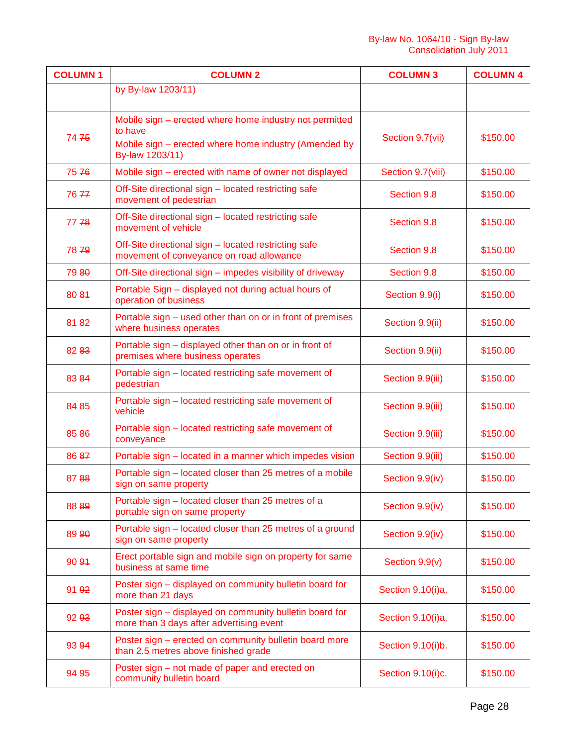| COLUMN 1 | COLUMN 2 | COLUMN 3 | COLUMN 4 |
|---|---|---|---|
| | by By-law 1203/11) | | |
| 74 ~~75~~ | ~~Mobile sign – erected where home industry not permitted to have~~<br>Mobile sign – erected where home industry (Amended by By-law 1203/11) | Section 9.7(vii) | $150.00 |
| 75 ~~76~~ | Mobile sign – erected with name of owner not displayed | Section 9.7(viii) | $150.00 |
| 76 ~~77~~ | Off-Site directional sign – located restricting safe movement of pedestrian | Section 9.8 | $150.00 |
| 77 ~~78~~ | Off-Site directional sign – located restricting safe movement of vehicle | Section 9.8 | $150.00 |
| 78 ~~79~~ | Off-Site directional sign – located restricting safe movement of conveyance on road allowance | Section 9.8 | $150.00 |
| 79 ~~80~~ | Off-Site directional sign – impedes visibility of driveway | Section 9.8 | $150.00 |
| 80 ~~81~~ | Portable Sign – displayed not during actual hours of operation of business | Section 9.9(i) | $150.00 |
| 81 ~~82~~ | Portable sign – used other than on or in front of premises where business operates | Section 9.9(ii) | $150.00 |
| 82 ~~83~~ | Portable sign – displayed other than on or in front of premises where business operates | Section 9.9(ii) | $150.00 |
| 83 ~~84~~ | Portable sign – located restricting safe movement of pedestrian | Section 9.9(iii) | $150.00 |
| 84 ~~85~~ | Portable sign – located restricting safe movement of vehicle | Section 9.9(iii) | $150.00 |
| 85 ~~86~~ | Portable sign – located restricting safe movement of conveyance | Section 9.9(iii) | $150.00 |
| 86 ~~87~~ | Portable sign – located in a manner which impedes vision | Section 9.9(iii) | $150.00 |
| 87 ~~88~~ | Portable sign – located closer than 25 metres of a mobile sign on same property | Section 9.9(iv) | $150.00 |
| 88 ~~89~~ | Portable sign – located closer than 25 metres of a portable sign on same property | Section 9.9(iv) | $150.00 |
| 89 ~~90~~ | Portable sign – located closer than 25 metres of a ground sign on same property | Section 9.9(iv) | $150.00 |
| 90 ~~91~~ | Erect portable sign and mobile sign on property for same business at same time | Section 9.9(v) | $150.00 |
| 91 ~~92~~ | Poster sign – displayed on community bulletin board for more than 21 days | Section 9.10(i)a. | $150.00 |
| 92 ~~93~~ | Poster sign – displayed on community bulletin board for more than 3 days after advertising event | Section 9.10(i)a. | $150.00 |
| 93 ~~94~~ | Poster sign – erected on community bulletin board more than 2.5 metres above finished grade | Section 9.10(i)b. | $150.00 |
| 94 ~~95~~ | Poster sign – not made of paper and erected on community bulletin board | Section 9.10(i)c. | $150.00 |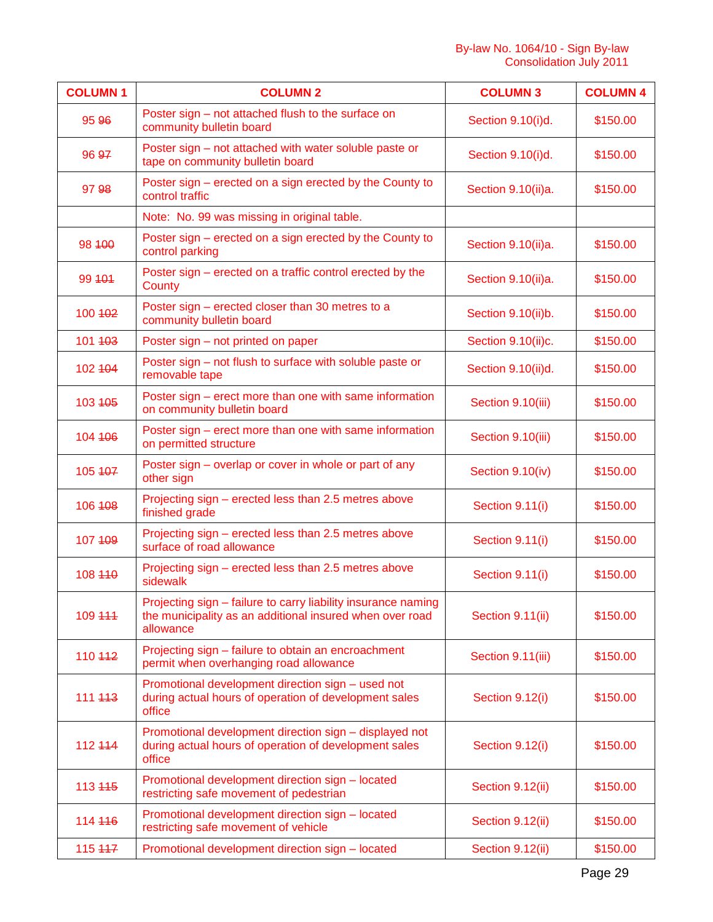| COLUMN 1 | COLUMN 2 | COLUMN 3 | COLUMN 4 |
|---|---|---|---|
| 95 ~~96~~ | Poster sign – not attached flush to the surface on community bulletin board | Section 9.10(i)d. | $150.00 |
| 96 ~~97~~ | Poster sign – not attached with water soluble paste or tape on community bulletin board | Section 9.10(i)d. | $150.00 |
| 97 ~~98~~ | Poster sign – erected on a sign erected by the County to control traffic | Section 9.10(ii)a. | $150.00 |
| | Note: No. 99 was missing in original table. | | |
| 98 ~~100~~ | Poster sign – erected on a sign erected by the County to control parking | Section 9.10(ii)a. | $150.00 |
| 99 ~~101~~ | Poster sign – erected on a traffic control erected by the County | Section 9.10(ii)a. | $150.00 |
| 100 ~~102~~ | Poster sign – erected closer than 30 metres to a community bulletin board | Section 9.10(ii)b. | $150.00 |
| 101 ~~103~~ | Poster sign – not printed on paper | Section 9.10(ii)c. | $150.00 |
| 102 ~~104~~ | Poster sign – not flush to surface with soluble paste or removable tape | Section 9.10(ii)d. | $150.00 |
| 103 ~~105~~ | Poster sign – erect more than one with same information on community bulletin board | Section 9.10(iii) | $150.00 |
| 104 ~~106~~ | Poster sign – erect more than one with same information on permitted structure | Section 9.10(iii) | $150.00 |
| 105 ~~107~~ | Poster sign – overlap or cover in whole or part of any other sign | Section 9.10(iv) | $150.00 |
| 106 ~~108~~ | Projecting sign – erected less than 2.5 metres above finished grade | Section 9.11(i) | $150.00 |
| 107 ~~109~~ | Projecting sign – erected less than 2.5 metres above surface of road allowance | Section 9.11(i) | $150.00 |
| 108 ~~110~~ | Projecting sign – erected less than 2.5 metres above sidewalk | Section 9.11(i) | $150.00 |
| 109 ~~111~~ | Projecting sign – failure to carry liability insurance naming the municipality as an additional insured when over road allowance | Section 9.11(ii) | $150.00 |
| 110 ~~112~~ | Projecting sign – failure to obtain an encroachment permit when overhanging road allowance | Section 9.11(iii) | $150.00 |
| 111 ~~113~~ | Promotional development direction sign – used not during actual hours of operation of development sales office | Section 9.12(i) | $150.00 |
| 112 ~~114~~ | Promotional development direction sign – displayed not during actual hours of operation of development sales office | Section 9.12(i) | $150.00 |
| 113 ~~115~~ | Promotional development direction sign – located restricting safe movement of pedestrian | Section 9.12(ii) | $150.00 |
| 114 ~~116~~ | Promotional development direction sign – located restricting safe movement of vehicle | Section 9.12(ii) | $150.00 |
| 115 ~~117~~ | Promotional development direction sign – located | Section 9.12(ii) | $150.00 |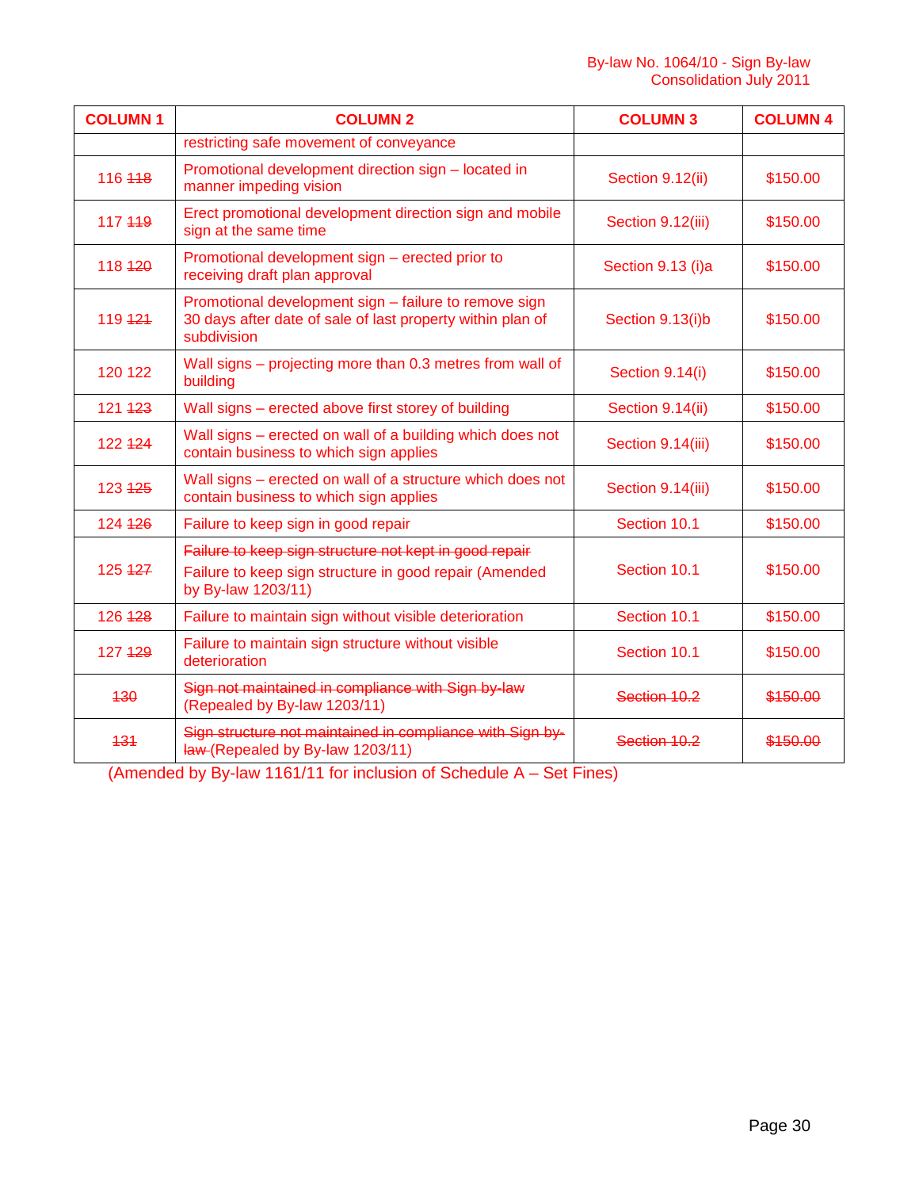| COLUMN 1 | COLUMN 2 | COLUMN 3 | COLUMN 4 |
|---|---|---|---|
| | restricting safe movement of conveyance | | |
| 116 ~~118~~ | Promotional development direction sign – located in manner impeding vision | Section 9.12(ii) | $150.00 |
| 117 ~~119~~ | Erect promotional development direction sign and mobile sign at the same time | Section 9.12(iii) | $150.00 |
| 118 ~~120~~ | Promotional development sign – erected prior to receiving draft plan approval | Section 9.13 (i)a | $150.00 |
| 119 ~~121~~ | Promotional development sign – failure to remove sign 30 days after date of sale of last property within plan of subdivision | Section 9.13(i)b | $150.00 |
| 120 122 | Wall signs – projecting more than 0.3 metres from wall of building | Section 9.14(i) | $150.00 |
| 121 ~~123~~ | Wall signs – erected above first storey of building | Section 9.14(ii) | $150.00 |
| 122 ~~124~~ | Wall signs – erected on wall of a building which does not contain business to which sign applies | Section 9.14(iii) | $150.00 |
| 123 ~~125~~ | Wall signs – erected on wall of a structure which does not contain business to which sign applies | Section 9.14(iii) | $150.00 |
| 124 ~~126~~ | Failure to keep sign in good repair | Section 10.1 | $150.00 |
| 125 ~~127~~ | ~~Failure to keep sign structure not kept in good repair~~ Failure to keep sign structure in good repair (Amended by By-law 1203/11) | Section 10.1 | $150.00 |
| 126 ~~128~~ | Failure to maintain sign without visible deterioration | Section 10.1 | $150.00 |
| 127 ~~129~~ | Failure to maintain sign structure without visible deterioration | Section 10.1 | $150.00 |
| ~~130~~ | ~~Sign not maintained in compliance with Sign by-law~~ (Repealed by By-law 1203/11) | ~~Section 10.2~~ | ~~$150.00~~ |
| ~~131~~ | ~~Sign structure not maintained in compliance with Sign by-law~~ (Repealed by By-law 1203/11) | ~~Section 10.2~~ | ~~$150.00~~ |

(Amended by By-law 1161/11 for inclusion of Schedule A – Set Fines)